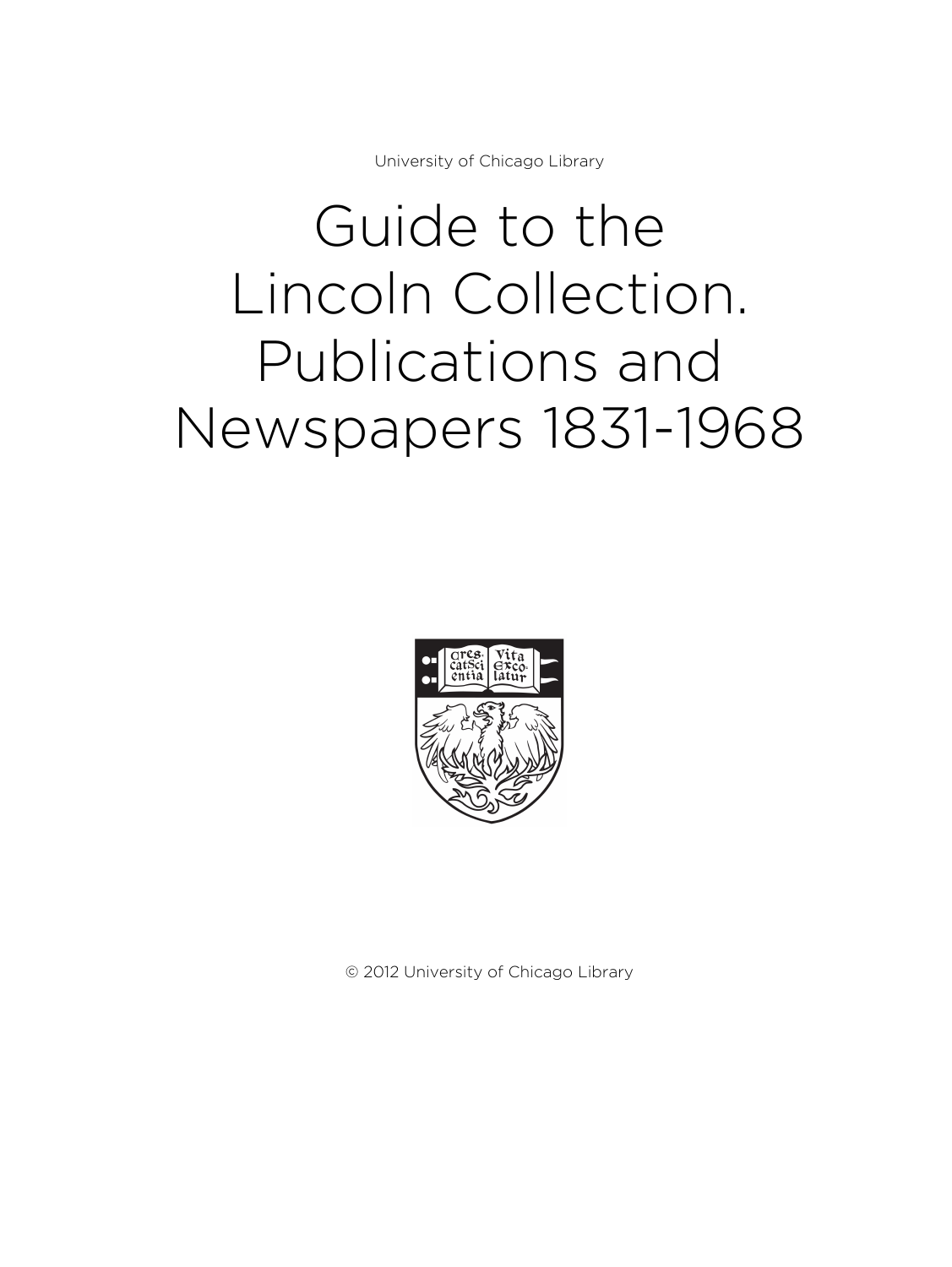University of Chicago Library

# Guide to the Lincoln Collection. Publications and Newspapers 1831-1968

© 2012 University of Chicago Library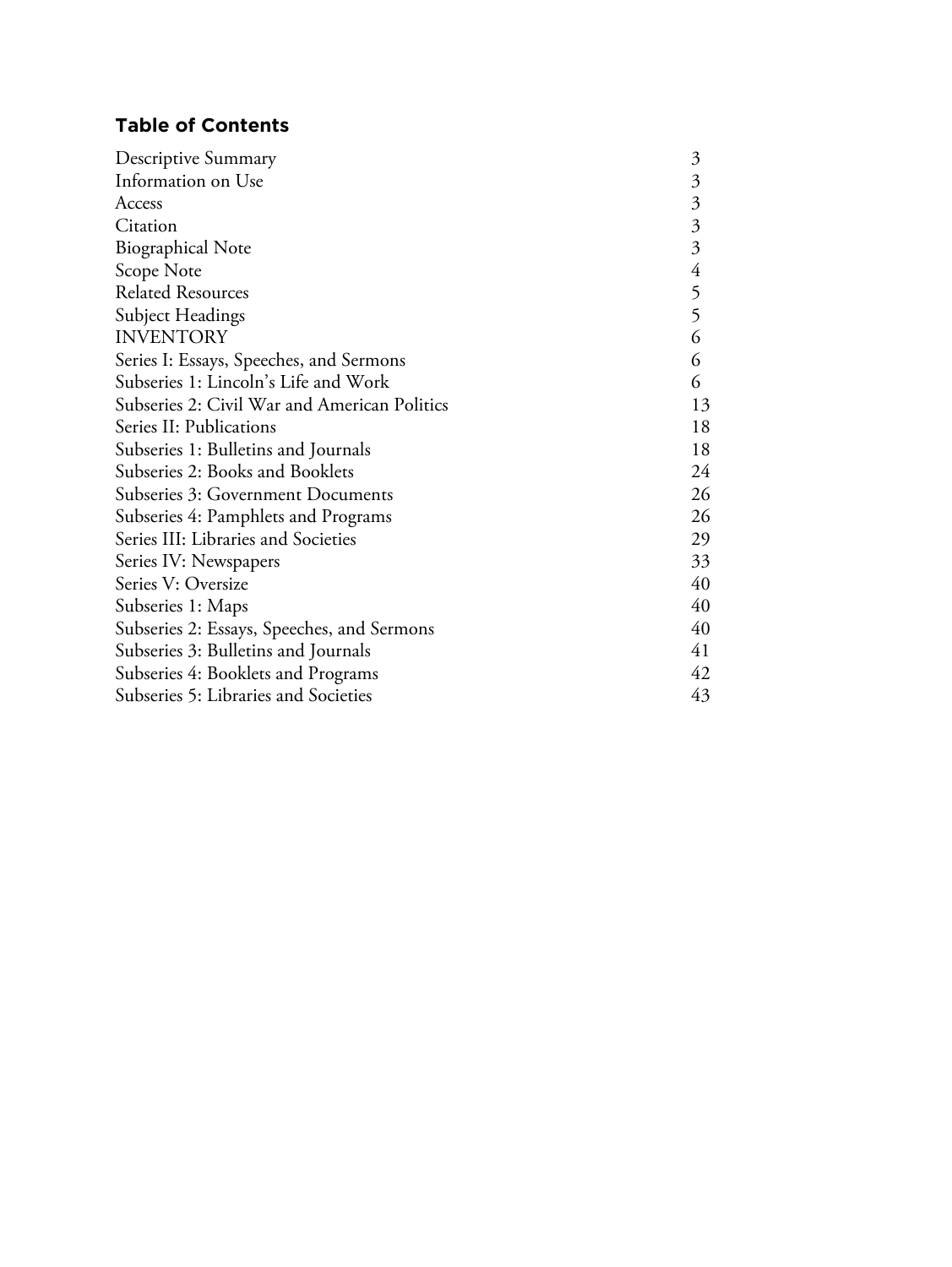## Table of Contents

| | |
|---|---|
| Descriptive Summary | 3 |
| Information on Use | 3 |
| Access | 3 |
| Citation | 3 |
| Biographical Note | 3 |
| Scope Note | 4 |
| Related Resources | 5 |
| Subject Headings | 5 |
| INVENTORY | 6 |
| Series I: Essays, Speeches, and Sermons | 6 |
| Subseries 1: Lincoln's Life and Work | 6 |
| Subseries 2: Civil War and American Politics | 13 |
| Series II: Publications | 18 |
| Subseries 1: Bulletins and Journals | 18 |
| Subseries 2: Books and Booklets | 24 |
| Subseries 3: Government Documents | 26 |
| Subseries 4: Pamphlets and Programs | 26 |
| Series III: Libraries and Societies | 29 |
| Series IV: Newspapers | 33 |
| Series V: Oversize | 40 |
| Subseries 1: Maps | 40 |
| Subseries 2: Essays, Speeches, and Sermons | 40 |
| Subseries 3: Bulletins and Journals | 41 |
| Subseries 4: Booklets and Programs | 42 |
| Subseries 5: Libraries and Societies | 43 |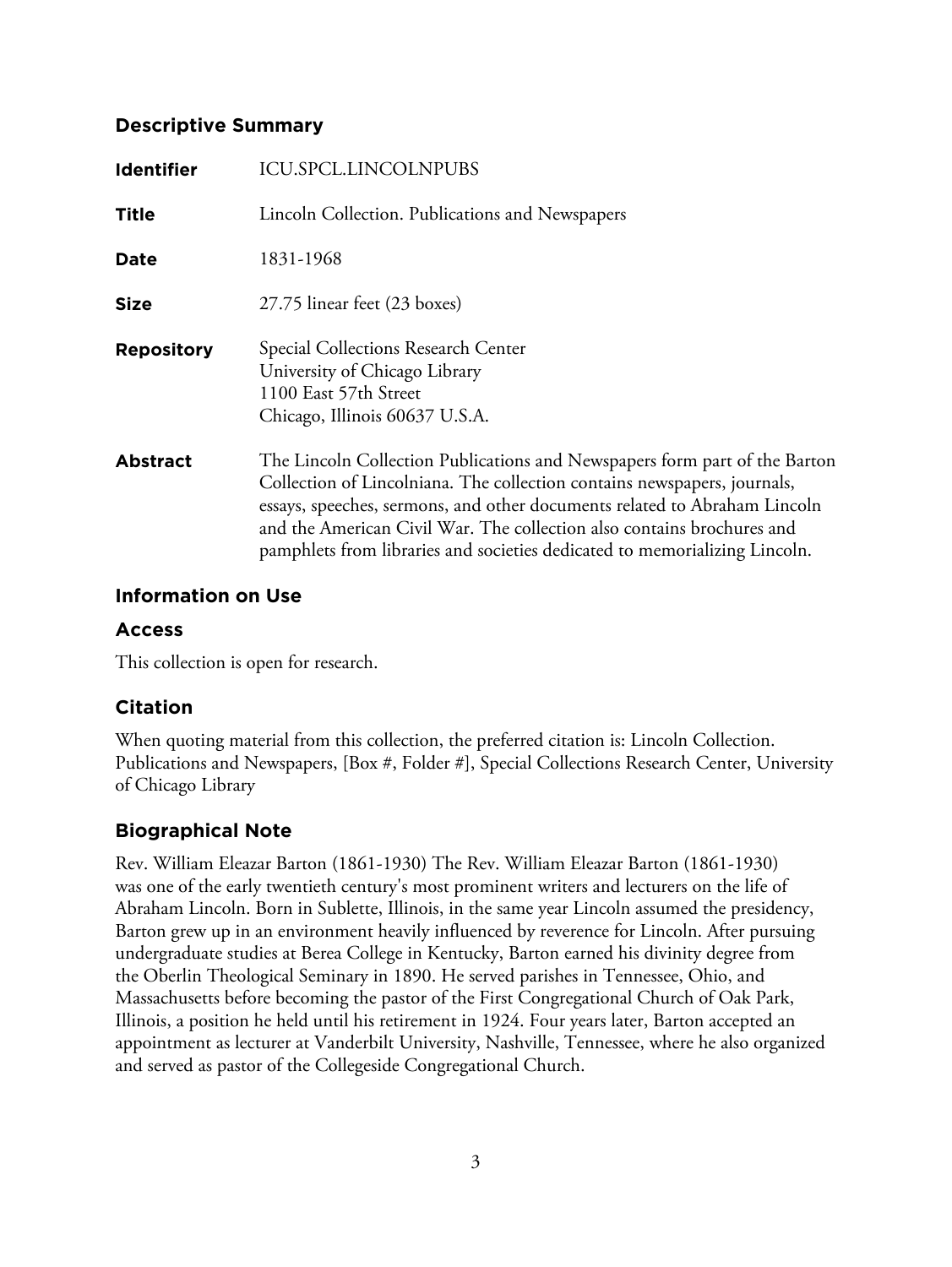## Descriptive Summary

| | |
|---|---|
| **Identifier** | ICU.SPCL.LINCOLNPUBS |
| **Title** | Lincoln Collection. Publications and Newspapers |
| **Date** | 1831-1968 |
| **Size** | 27.75 linear feet (23 boxes) |
| **Repository** | Special Collections Research Center<br>University of Chicago Library<br>1100 East 57th Street<br>Chicago, Illinois 60637 U.S.A. |
| **Abstract** | The Lincoln Collection Publications and Newspapers form part of the Barton Collection of Lincolniana. The collection contains newspapers, journals, essays, speeches, sermons, and other documents related to Abraham Lincoln and the American Civil War. The collection also contains brochures and pamphlets from libraries and societies dedicated to memorializing Lincoln. |

## Information on Use

### Access

This collection is open for research.

### Citation

When quoting material from this collection, the preferred citation is: Lincoln Collection. Publications and Newspapers, [Box #, Folder #], Special Collections Research Center, University of Chicago Library

## Biographical Note

Rev. William Eleazar Barton (1861-1930) The Rev. William Eleazar Barton (1861-1930) was one of the early twentieth century's most prominent writers and lecturers on the life of Abraham Lincoln. Born in Sublette, Illinois, in the same year Lincoln assumed the presidency, Barton grew up in an environment heavily influenced by reverence for Lincoln. After pursuing undergraduate studies at Berea College in Kentucky, Barton earned his divinity degree from the Oberlin Theological Seminary in 1890. He served parishes in Tennessee, Ohio, and Massachusetts before becoming the pastor of the First Congregational Church of Oak Park, Illinois, a position he held until his retirement in 1924. Four years later, Barton accepted an appointment as lecturer at Vanderbilt University, Nashville, Tennessee, where he also organized and served as pastor of the Collegeside Congregational Church.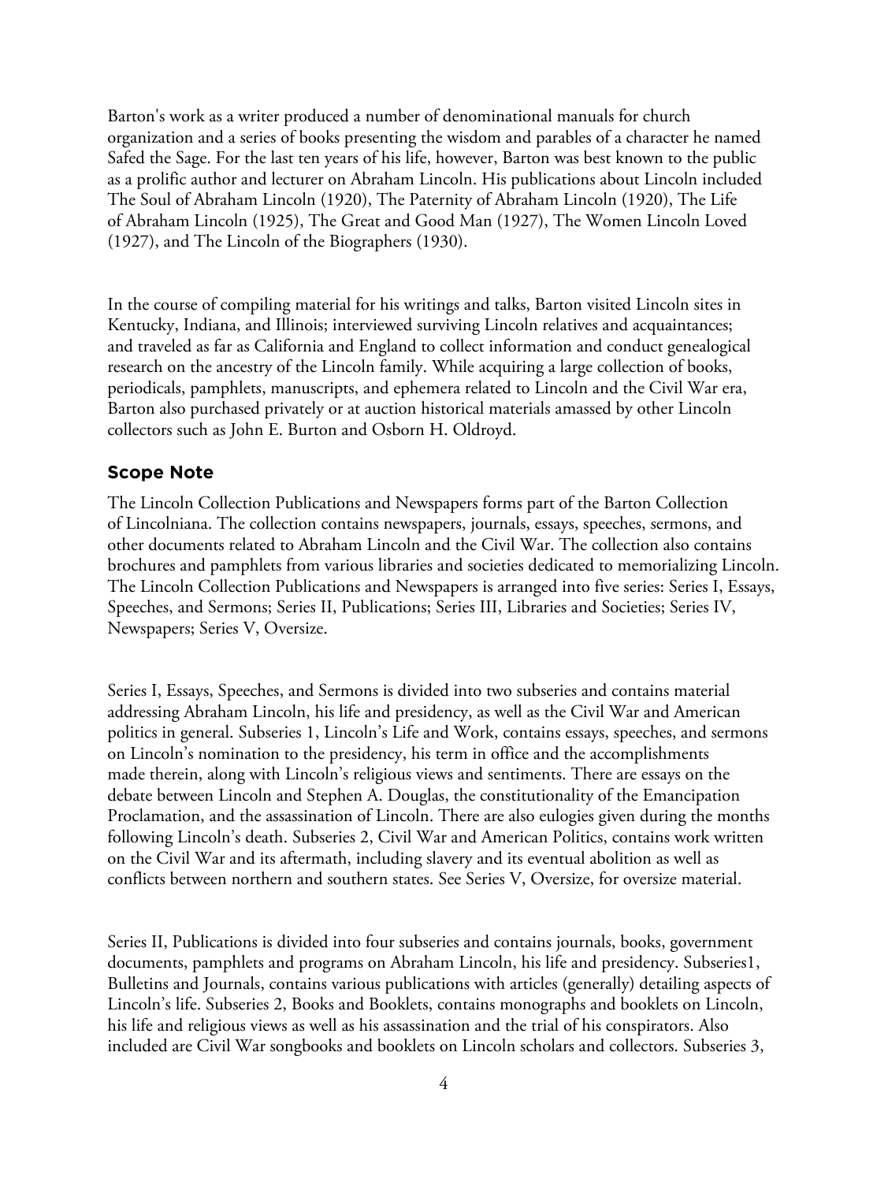Barton's work as a writer produced a number of denominational manuals for church organization and a series of books presenting the wisdom and parables of a character he named Safed the Sage. For the last ten years of his life, however, Barton was best known to the public as a prolific author and lecturer on Abraham Lincoln. His publications about Lincoln included The Soul of Abraham Lincoln (1920), The Paternity of Abraham Lincoln (1920), The Life of Abraham Lincoln (1925), The Great and Good Man (1927), The Women Lincoln Loved (1927), and The Lincoln of the Biographers (1930).

In the course of compiling material for his writings and talks, Barton visited Lincoln sites in Kentucky, Indiana, and Illinois; interviewed surviving Lincoln relatives and acquaintances; and traveled as far as California and England to collect information and conduct genealogical research on the ancestry of the Lincoln family. While acquiring a large collection of books, periodicals, pamphlets, manuscripts, and ephemera related to Lincoln and the Civil War era, Barton also purchased privately or at auction historical materials amassed by other Lincoln collectors such as John E. Burton and Osborn H. Oldroyd.

## Scope Note

The Lincoln Collection Publications and Newspapers forms part of the Barton Collection of Lincolniana. The collection contains newspapers, journals, essays, speeches, sermons, and other documents related to Abraham Lincoln and the Civil War. The collection also contains brochures and pamphlets from various libraries and societies dedicated to memorializing Lincoln. The Lincoln Collection Publications and Newspapers is arranged into five series: Series I, Essays, Speeches, and Sermons; Series II, Publications; Series III, Libraries and Societies; Series IV, Newspapers; Series V, Oversize.

Series I, Essays, Speeches, and Sermons is divided into two subseries and contains material addressing Abraham Lincoln, his life and presidency, as well as the Civil War and American politics in general. Subseries 1, Lincoln's Life and Work, contains essays, speeches, and sermons on Lincoln's nomination to the presidency, his term in office and the accomplishments made therein, along with Lincoln's religious views and sentiments. There are essays on the debate between Lincoln and Stephen A. Douglas, the constitutionality of the Emancipation Proclamation, and the assassination of Lincoln. There are also eulogies given during the months following Lincoln's death. Subseries 2, Civil War and American Politics, contains work written on the Civil War and its aftermath, including slavery and its eventual abolition as well as conflicts between northern and southern states. See Series V, Oversize, for oversize material.

Series II, Publications is divided into four subseries and contains journals, books, government documents, pamphlets and programs on Abraham Lincoln, his life and presidency. Subseries1, Bulletins and Journals, contains various publications with articles (generally) detailing aspects of Lincoln's life. Subseries 2, Books and Booklets, contains monographs and booklets on Lincoln, his life and religious views as well as his assassination and the trial of his conspirators. Also included are Civil War songbooks and booklets on Lincoln scholars and collectors. Subseries 3,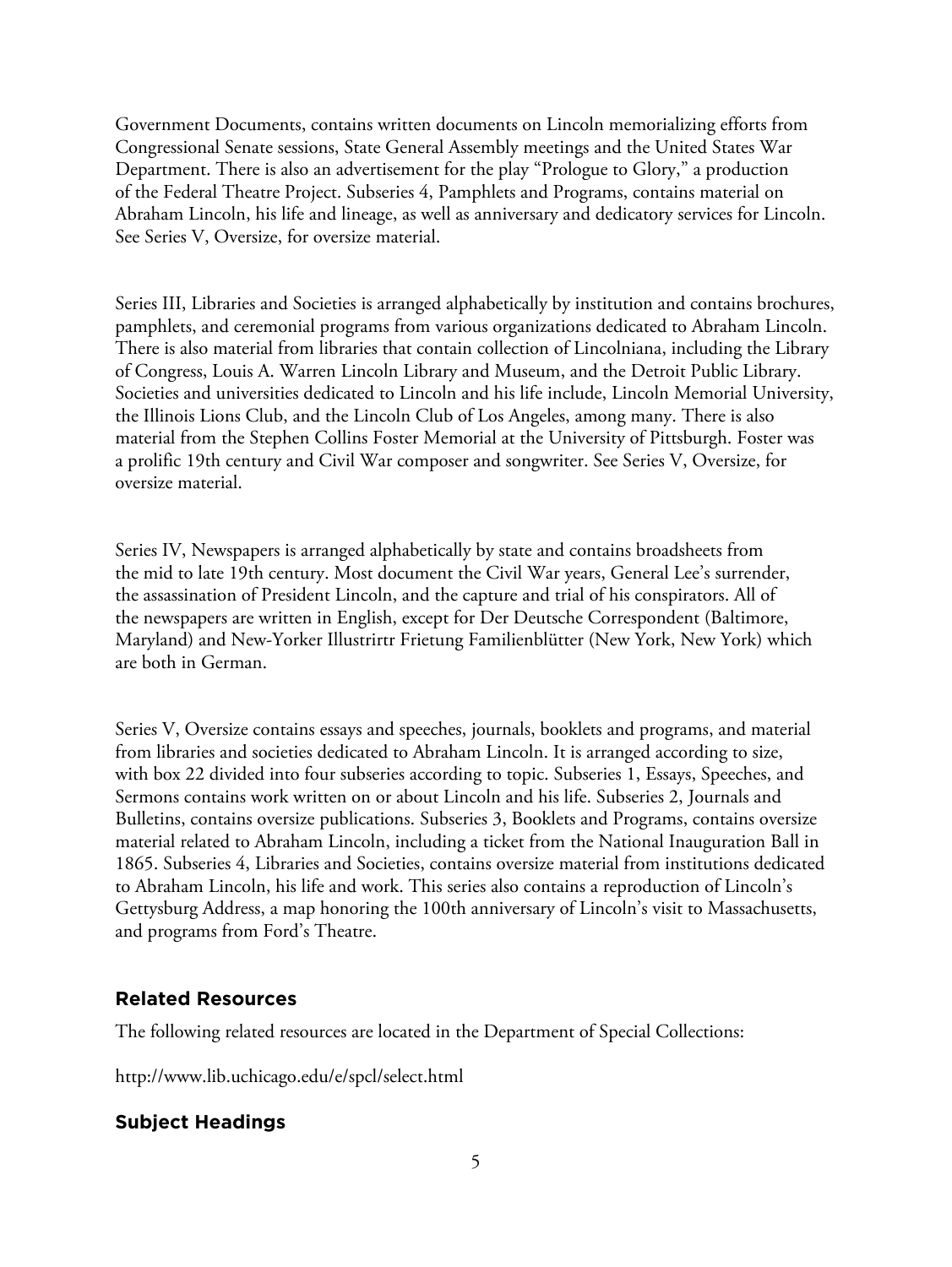Government Documents, contains written documents on Lincoln memorializing efforts from Congressional Senate sessions, State General Assembly meetings and the United States War Department. There is also an advertisement for the play "Prologue to Glory," a production of the Federal Theatre Project. Subseries 4, Pamphlets and Programs, contains material on Abraham Lincoln, his life and lineage, as well as anniversary and dedicatory services for Lincoln. See Series V, Oversize, for oversize material.

Series III, Libraries and Societies is arranged alphabetically by institution and contains brochures, pamphlets, and ceremonial programs from various organizations dedicated to Abraham Lincoln. There is also material from libraries that contain collection of Lincolniana, including the Library of Congress, Louis A. Warren Lincoln Library and Museum, and the Detroit Public Library. Societies and universities dedicated to Lincoln and his life include, Lincoln Memorial University, the Illinois Lions Club, and the Lincoln Club of Los Angeles, among many. There is also material from the Stephen Collins Foster Memorial at the University of Pittsburgh. Foster was a prolific 19th century and Civil War composer and songwriter. See Series V, Oversize, for oversize material.

Series IV, Newspapers is arranged alphabetically by state and contains broadsheets from the mid to late 19th century. Most document the Civil War years, General Lee's surrender, the assassination of President Lincoln, and the capture and trial of his conspirators. All of the newspapers are written in English, except for Der Deutsche Correspondent (Baltimore, Maryland) and New-Yorker Illustrirtr Frietung Familienblütter (New York, New York) which are both in German.

Series V, Oversize contains essays and speeches, journals, booklets and programs, and material from libraries and societies dedicated to Abraham Lincoln. It is arranged according to size, with box 22 divided into four subseries according to topic. Subseries 1, Essays, Speeches, and Sermons contains work written on or about Lincoln and his life. Subseries 2, Journals and Bulletins, contains oversize publications. Subseries 3, Booklets and Programs, contains oversize material related to Abraham Lincoln, including a ticket from the National Inauguration Ball in 1865. Subseries 4, Libraries and Societies, contains oversize material from institutions dedicated to Abraham Lincoln, his life and work. This series also contains a reproduction of Lincoln's Gettysburg Address, a map honoring the 100th anniversary of Lincoln's visit to Massachusetts, and programs from Ford's Theatre.

## Related Resources

The following related resources are located in the Department of Special Collections:

http://www.lib.uchicago.edu/e/spcl/select.html

## Subject Headings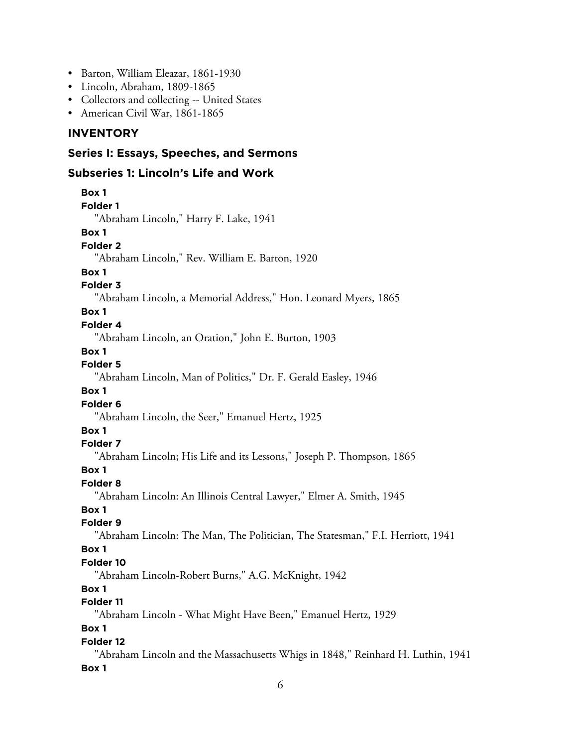- Barton, William Eleazar, 1861-1930
- Lincoln, Abraham, 1809-1865
- Collectors and collecting -- United States
- American Civil War, 1861-1865

## INVENTORY

### Series I: Essays, Speeches, and Sermons

### Subseries 1: Lincoln's Life and Work

**Box 1**
**Folder 1**
"Abraham Lincoln," Harry F. Lake, 1941

**Box 1**
**Folder 2**
"Abraham Lincoln," Rev. William E. Barton, 1920

**Box 1**
**Folder 3**
"Abraham Lincoln, a Memorial Address," Hon. Leonard Myers, 1865

**Box 1**
**Folder 4**
"Abraham Lincoln, an Oration," John E. Burton, 1903

**Box 1**
**Folder 5**
"Abraham Lincoln, Man of Politics," Dr. F. Gerald Easley, 1946

**Box 1**
**Folder 6**
"Abraham Lincoln, the Seer," Emanuel Hertz, 1925

**Box 1**
**Folder 7**
"Abraham Lincoln; His Life and its Lessons," Joseph P. Thompson, 1865

**Box 1**
**Folder 8**
"Abraham Lincoln: An Illinois Central Lawyer," Elmer A. Smith, 1945

**Box 1**
**Folder 9**
"Abraham Lincoln: The Man, The Politician, The Statesman," F.I. Herriott, 1941

**Box 1**
**Folder 10**
"Abraham Lincoln-Robert Burns," A.G. McKnight, 1942

**Box 1**
**Folder 11**
"Abraham Lincoln - What Might Have Been," Emanuel Hertz, 1929

**Box 1**
**Folder 12**
"Abraham Lincoln and the Massachusetts Whigs in 1848," Reinhard H. Luthin, 1941

**Box 1**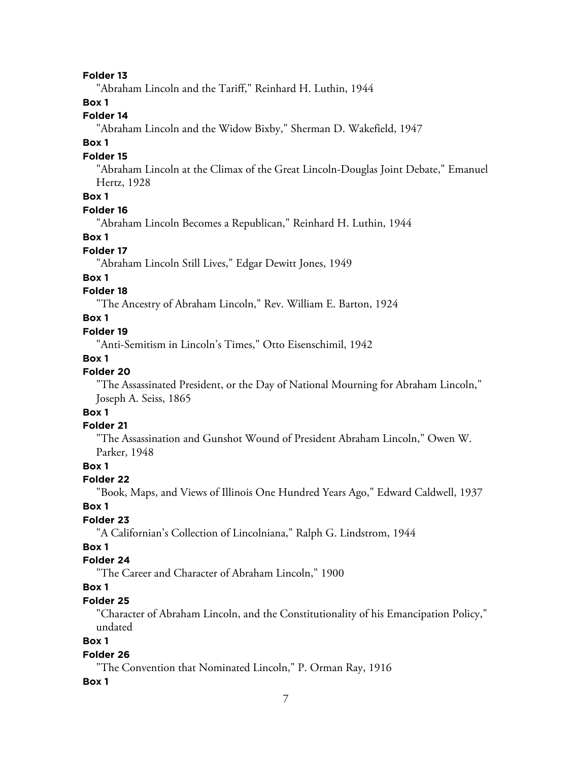**Folder 13**

"Abraham Lincoln and the Tariff," Reinhard H. Luthin, 1944

**Box 1**

**Folder 14**

"Abraham Lincoln and the Widow Bixby," Sherman D. Wakefield, 1947

**Box 1**

**Folder 15**

"Abraham Lincoln at the Climax of the Great Lincoln-Douglas Joint Debate," Emanuel Hertz, 1928

**Box 1**

**Folder 16**

"Abraham Lincoln Becomes a Republican," Reinhard H. Luthin, 1944

**Box 1**

**Folder 17**

"Abraham Lincoln Still Lives," Edgar Dewitt Jones, 1949

**Box 1**

**Folder 18**

"The Ancestry of Abraham Lincoln," Rev. William E. Barton, 1924

**Box 1**

**Folder 19**

"Anti-Semitism in Lincoln's Times," Otto Eisenschimil, 1942

**Box 1**

**Folder 20**

"The Assassinated President, or the Day of National Mourning for Abraham Lincoln," Joseph A. Seiss, 1865

**Box 1**

**Folder 21**

"The Assassination and Gunshot Wound of President Abraham Lincoln," Owen W. Parker, 1948

**Box 1**

**Folder 22**

"Book, Maps, and Views of Illinois One Hundred Years Ago," Edward Caldwell, 1937

**Box 1**

**Folder 23**

"A Californian's Collection of Lincolniana," Ralph G. Lindstrom, 1944

**Box 1**

**Folder 24**

"The Career and Character of Abraham Lincoln," 1900

**Box 1**

**Folder 25**

"Character of Abraham Lincoln, and the Constitutionality of his Emancipation Policy," undated

**Box 1**

**Folder 26**

"The Convention that Nominated Lincoln," P. Orman Ray, 1916

**Box 1**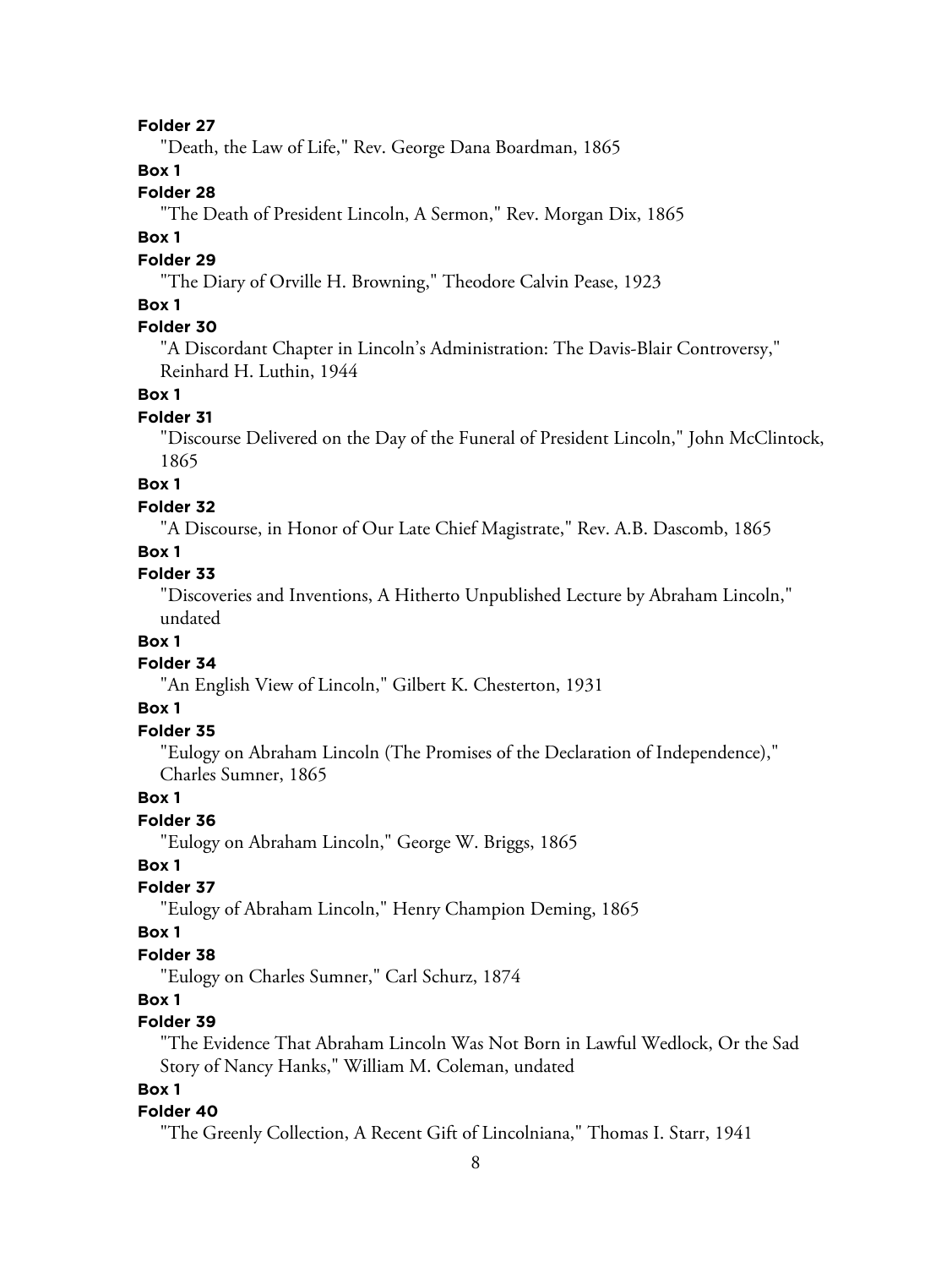**Folder 27**

"Death, the Law of Life," Rev. George Dana Boardman, 1865

**Box 1**

**Folder 28**

"The Death of President Lincoln, A Sermon," Rev. Morgan Dix, 1865

**Box 1**

**Folder 29**

"The Diary of Orville H. Browning," Theodore Calvin Pease, 1923

**Box 1**

**Folder 30**

"A Discordant Chapter in Lincoln's Administration: The Davis-Blair Controversy," Reinhard H. Luthin, 1944

**Box 1**

**Folder 31**

"Discourse Delivered on the Day of the Funeral of President Lincoln," John McClintock, 1865

**Box 1**

**Folder 32**

"A Discourse, in Honor of Our Late Chief Magistrate," Rev. A.B. Dascomb, 1865

**Box 1**

**Folder 33**

"Discoveries and Inventions, A Hitherto Unpublished Lecture by Abraham Lincoln," undated

**Box 1**

**Folder 34**

"An English View of Lincoln," Gilbert K. Chesterton, 1931

**Box 1**

**Folder 35**

"Eulogy on Abraham Lincoln (The Promises of the Declaration of Independence)," Charles Sumner, 1865

**Box 1**

**Folder 36**

"Eulogy on Abraham Lincoln," George W. Briggs, 1865

**Box 1**

**Folder 37**

"Eulogy of Abraham Lincoln," Henry Champion Deming, 1865

**Box 1**

**Folder 38**

"Eulogy on Charles Sumner," Carl Schurz, 1874

**Box 1**

**Folder 39**

"The Evidence That Abraham Lincoln Was Not Born in Lawful Wedlock, Or the Sad Story of Nancy Hanks," William M. Coleman, undated

**Box 1**

**Folder 40**

"The Greenly Collection, A Recent Gift of Lincolniana," Thomas I. Starr, 1941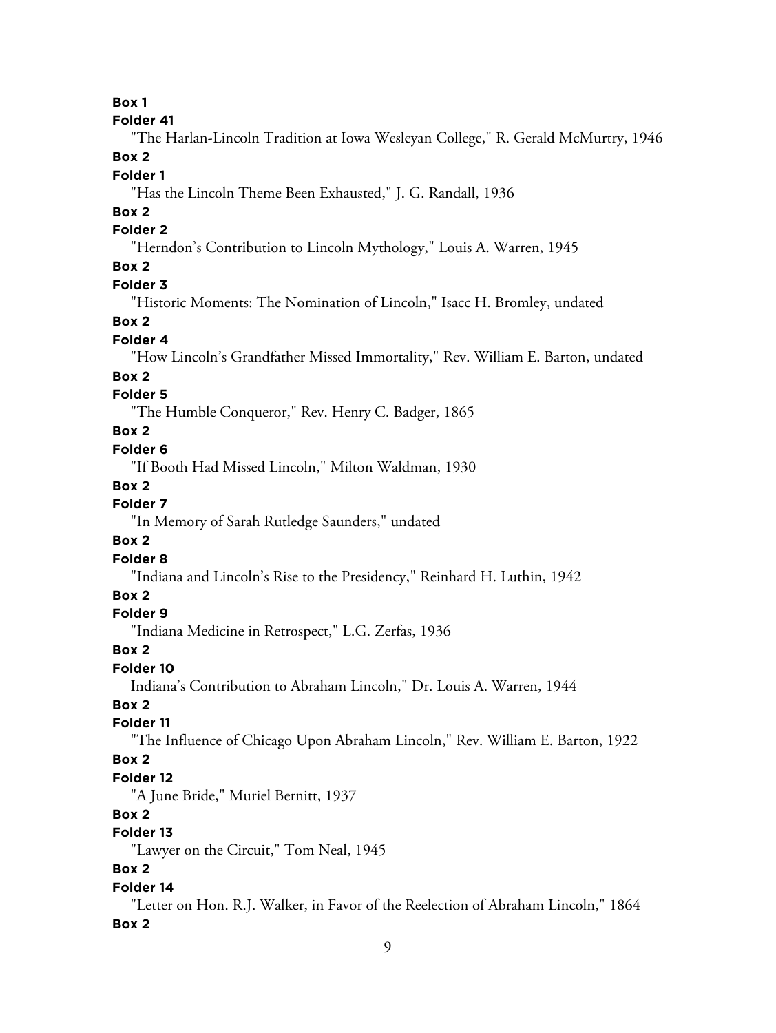**Box 1**

**Folder 41**

"The Harlan-Lincoln Tradition at Iowa Wesleyan College," R. Gerald McMurtry, 1946

**Box 2**

**Folder 1**

"Has the Lincoln Theme Been Exhausted," J. G. Randall, 1936

**Box 2**

**Folder 2**

"Herndon's Contribution to Lincoln Mythology," Louis A. Warren, 1945

**Box 2**

**Folder 3**

"Historic Moments: The Nomination of Lincoln," Isacc H. Bromley, undated

**Box 2**

**Folder 4**

"How Lincoln's Grandfather Missed Immortality," Rev. William E. Barton, undated

**Box 2**

**Folder 5**

"The Humble Conqueror," Rev. Henry C. Badger, 1865

**Box 2**

**Folder 6**

"If Booth Had Missed Lincoln," Milton Waldman, 1930

**Box 2**

**Folder 7**

"In Memory of Sarah Rutledge Saunders," undated

**Box 2**

**Folder 8**

"Indiana and Lincoln's Rise to the Presidency," Reinhard H. Luthin, 1942

**Box 2**

**Folder 9**

"Indiana Medicine in Retrospect," L.G. Zerfas, 1936

**Box 2**

**Folder 10**

Indiana's Contribution to Abraham Lincoln," Dr. Louis A. Warren, 1944

**Box 2**

**Folder 11**

"The Influence of Chicago Upon Abraham Lincoln," Rev. William E. Barton, 1922

**Box 2**

**Folder 12**

"A June Bride," Muriel Bernitt, 1937

**Box 2**

**Folder 13**

"Lawyer on the Circuit," Tom Neal, 1945

**Box 2**

**Folder 14**

"Letter on Hon. R.J. Walker, in Favor of the Reelection of Abraham Lincoln," 1864

**Box 2**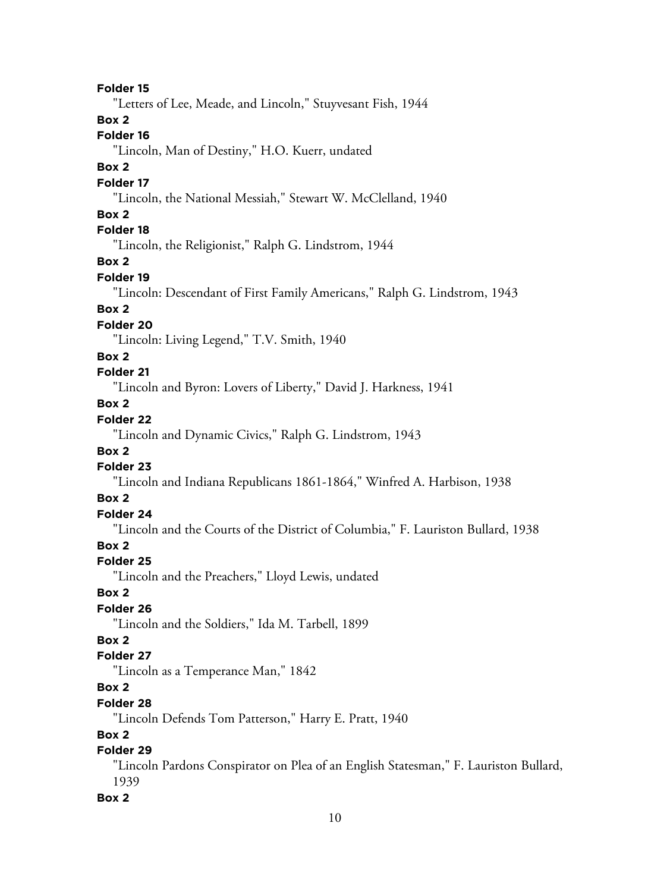**Folder 15**

"Letters of Lee, Meade, and Lincoln," Stuyvesant Fish, 1944

**Box 2**

**Folder 16**

"Lincoln, Man of Destiny," H.O. Kuerr, undated

**Box 2**

**Folder 17**

"Lincoln, the National Messiah," Stewart W. McClelland, 1940

**Box 2**

**Folder 18**

"Lincoln, the Religionist," Ralph G. Lindstrom, 1944

**Box 2**

**Folder 19**

"Lincoln: Descendant of First Family Americans," Ralph G. Lindstrom, 1943

**Box 2**

**Folder 20**

"Lincoln: Living Legend," T.V. Smith, 1940

**Box 2**

**Folder 21**

"Lincoln and Byron: Lovers of Liberty," David J. Harkness, 1941

**Box 2**

**Folder 22**

"Lincoln and Dynamic Civics," Ralph G. Lindstrom, 1943

**Box 2**

**Folder 23**

"Lincoln and Indiana Republicans 1861-1864," Winfred A. Harbison, 1938

**Box 2**

**Folder 24**

"Lincoln and the Courts of the District of Columbia," F. Lauriston Bullard, 1938

**Box 2**

**Folder 25**

"Lincoln and the Preachers," Lloyd Lewis, undated

**Box 2**

**Folder 26**

"Lincoln and the Soldiers," Ida M. Tarbell, 1899

**Box 2**

**Folder 27**

"Lincoln as a Temperance Man," 1842

**Box 2**

**Folder 28**

"Lincoln Defends Tom Patterson," Harry E. Pratt, 1940

**Box 2**

**Folder 29**

"Lincoln Pardons Conspirator on Plea of an English Statesman," F. Lauriston Bullard, 1939

**Box 2**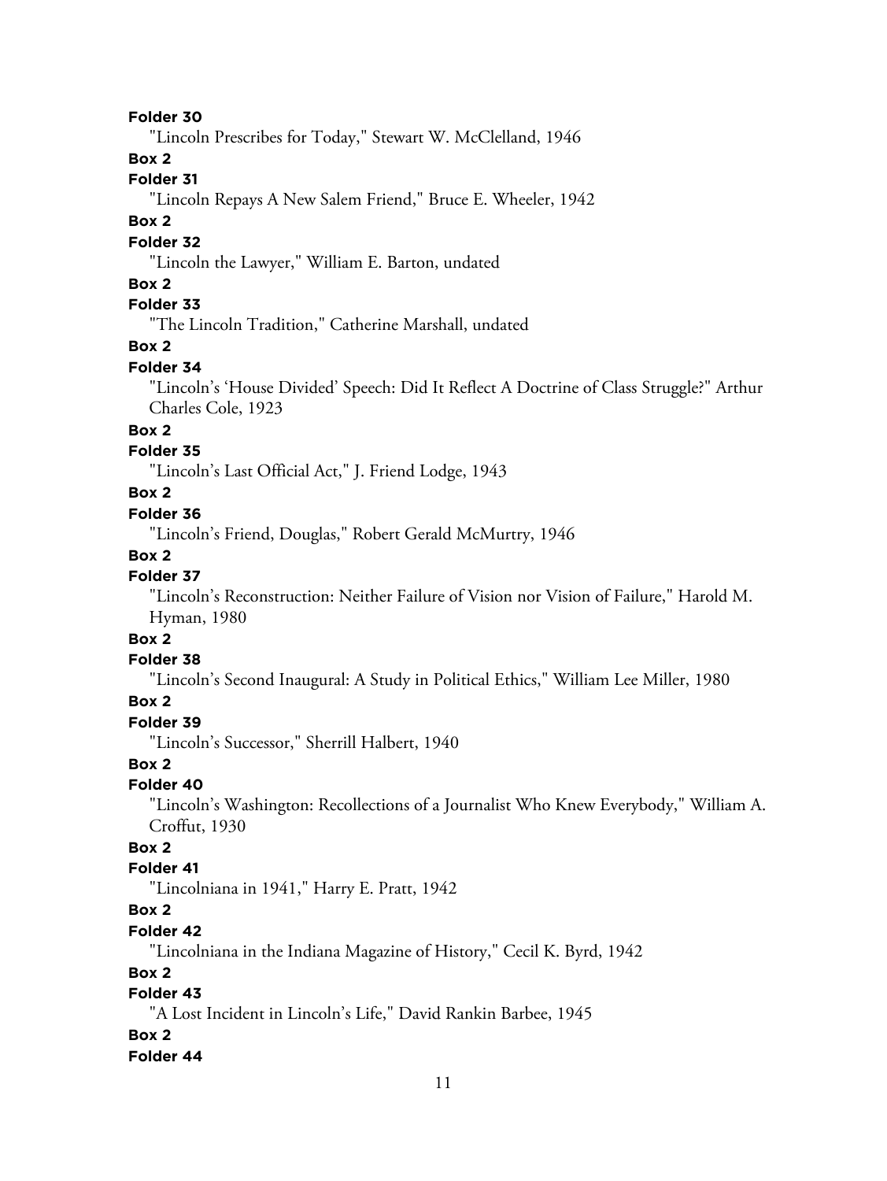**Folder 30**

"Lincoln Prescribes for Today," Stewart W. McClelland, 1946

**Box 2**

**Folder 31**

"Lincoln Repays A New Salem Friend," Bruce E. Wheeler, 1942

**Box 2**

**Folder 32**

"Lincoln the Lawyer," William E. Barton, undated

**Box 2**

**Folder 33**

"The Lincoln Tradition," Catherine Marshall, undated

**Box 2**

**Folder 34**

"Lincoln's 'House Divided' Speech: Did It Reflect A Doctrine of Class Struggle?" Arthur Charles Cole, 1923

**Box 2**

**Folder 35**

"Lincoln's Last Official Act," J. Friend Lodge, 1943

**Box 2**

**Folder 36**

"Lincoln's Friend, Douglas," Robert Gerald McMurtry, 1946

**Box 2**

**Folder 37**

"Lincoln's Reconstruction: Neither Failure of Vision nor Vision of Failure," Harold M. Hyman, 1980

**Box 2**

**Folder 38**

"Lincoln's Second Inaugural: A Study in Political Ethics," William Lee Miller, 1980

**Box 2**

**Folder 39**

"Lincoln's Successor," Sherrill Halbert, 1940

**Box 2**

**Folder 40**

"Lincoln's Washington: Recollections of a Journalist Who Knew Everybody," William A. Croffut, 1930

**Box 2**

**Folder 41**

"Lincolniana in 1941," Harry E. Pratt, 1942

**Box 2**

**Folder 42**

"Lincolniana in the Indiana Magazine of History," Cecil K. Byrd, 1942

**Box 2**

**Folder 43**

"A Lost Incident in Lincoln's Life," David Rankin Barbee, 1945

**Box 2**

**Folder 44**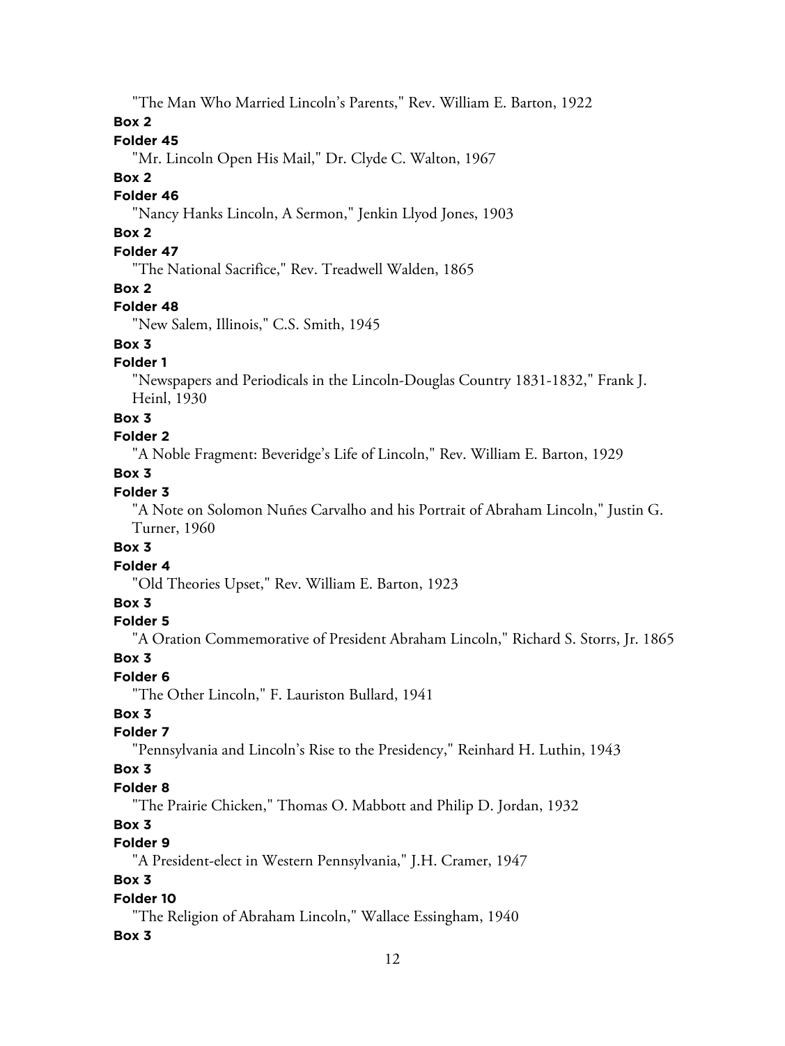"The Man Who Married Lincoln's Parents," Rev. William E. Barton, 1922

**Box 2**

**Folder 45**

"Mr. Lincoln Open His Mail," Dr. Clyde C. Walton, 1967

**Box 2**

**Folder 46**

"Nancy Hanks Lincoln, A Sermon," Jenkin Llyod Jones, 1903

**Box 2**

**Folder 47**

"The National Sacrifice," Rev. Treadwell Walden, 1865

**Box 2**

**Folder 48**

"New Salem, Illinois," C.S. Smith, 1945

**Box 3**

**Folder 1**

"Newspapers and Periodicals in the Lincoln-Douglas Country 1831-1832," Frank J. Heinl, 1930

**Box 3**

**Folder 2**

"A Noble Fragment: Beveridge's Life of Lincoln," Rev. William E. Barton, 1929

**Box 3**

**Folder 3**

"A Note on Solomon Nuñes Carvalho and his Portrait of Abraham Lincoln," Justin G. Turner, 1960

**Box 3**

**Folder 4**

"Old Theories Upset," Rev. William E. Barton, 1923

**Box 3**

**Folder 5**

"A Oration Commemorative of President Abraham Lincoln," Richard S. Storrs, Jr. 1865

**Box 3**

**Folder 6**

"The Other Lincoln," F. Lauriston Bullard, 1941

**Box 3**

**Folder 7**

"Pennsylvania and Lincoln's Rise to the Presidency," Reinhard H. Luthin, 1943

**Box 3**

**Folder 8**

"The Prairie Chicken," Thomas O. Mabbott and Philip D. Jordan, 1932

**Box 3**

**Folder 9**

"A President-elect in Western Pennsylvania," J.H. Cramer, 1947

**Box 3**

**Folder 10**

"The Religion of Abraham Lincoln," Wallace Essingham, 1940

**Box 3**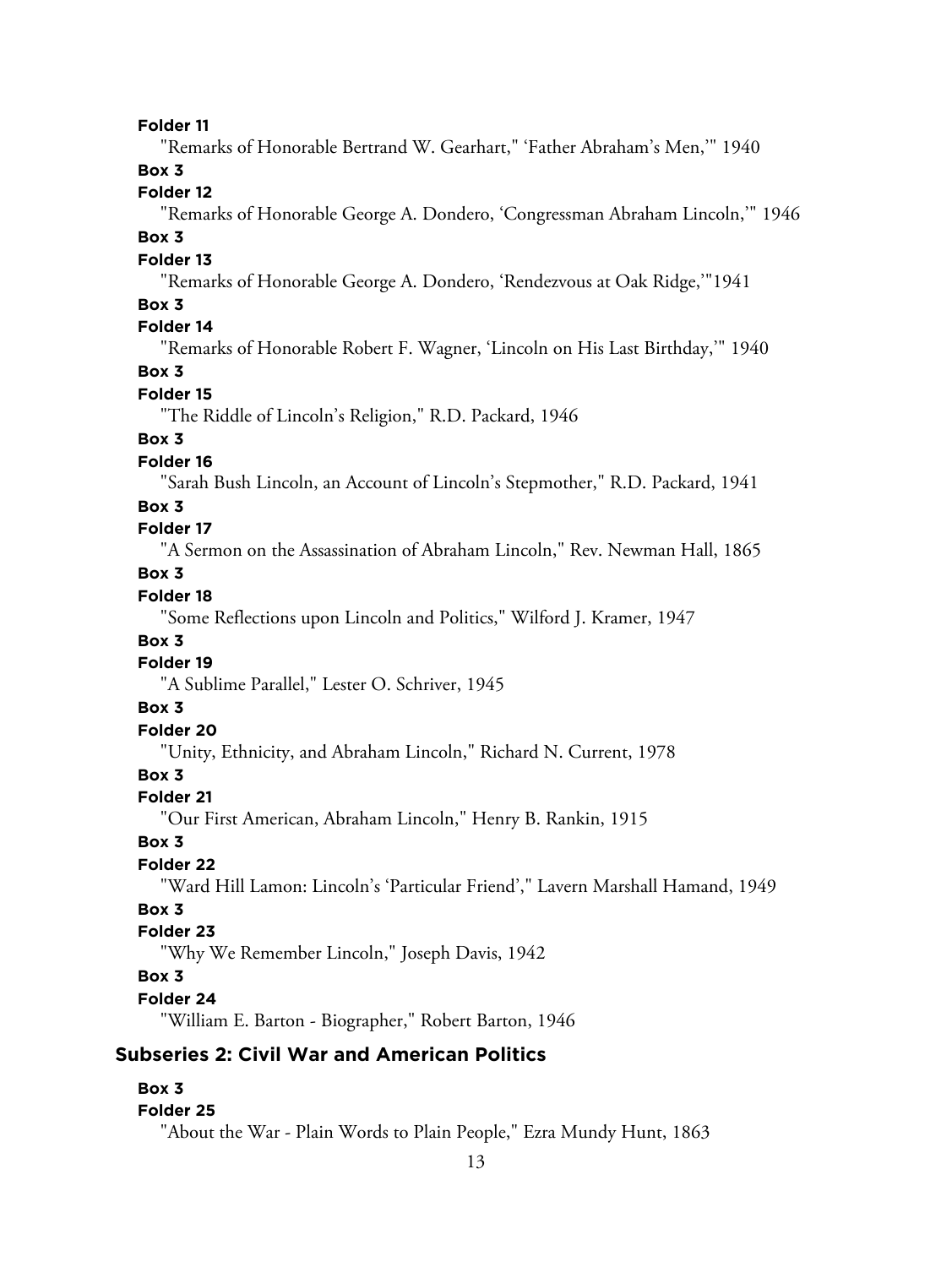**Folder 11**

"Remarks of Honorable Bertrand W. Gearhart," 'Father Abraham's Men,'" 1940

**Box 3**

**Folder 12**

"Remarks of Honorable George A. Dondero, 'Congressman Abraham Lincoln,'" 1946

**Box 3**

**Folder 13**

"Remarks of Honorable George A. Dondero, 'Rendezvous at Oak Ridge,'"1941

**Box 3**

**Folder 14**

"Remarks of Honorable Robert F. Wagner, 'Lincoln on His Last Birthday,'" 1940

**Box 3**

**Folder 15**

"The Riddle of Lincoln's Religion," R.D. Packard, 1946

**Box 3**

**Folder 16**

"Sarah Bush Lincoln, an Account of Lincoln's Stepmother," R.D. Packard, 1941

**Box 3**

**Folder 17**

"A Sermon on the Assassination of Abraham Lincoln," Rev. Newman Hall, 1865

**Box 3**

**Folder 18**

"Some Reflections upon Lincoln and Politics," Wilford J. Kramer, 1947

**Box 3**

**Folder 19**

"A Sublime Parallel," Lester O. Schriver, 1945

**Box 3**

**Folder 20**

"Unity, Ethnicity, and Abraham Lincoln," Richard N. Current, 1978

**Box 3**

**Folder 21**

"Our First American, Abraham Lincoln," Henry B. Rankin, 1915

**Box 3**

**Folder 22**

"Ward Hill Lamon: Lincoln's 'Particular Friend'," Lavern Marshall Hamand, 1949

**Box 3**

**Folder 23**

"Why We Remember Lincoln," Joseph Davis, 1942

**Box 3**

**Folder 24**

"William E. Barton - Biographer," Robert Barton, 1946

## Subseries 2: Civil War and American Politics

**Box 3**

**Folder 25**

"About the War - Plain Words to Plain People," Ezra Mundy Hunt, 1863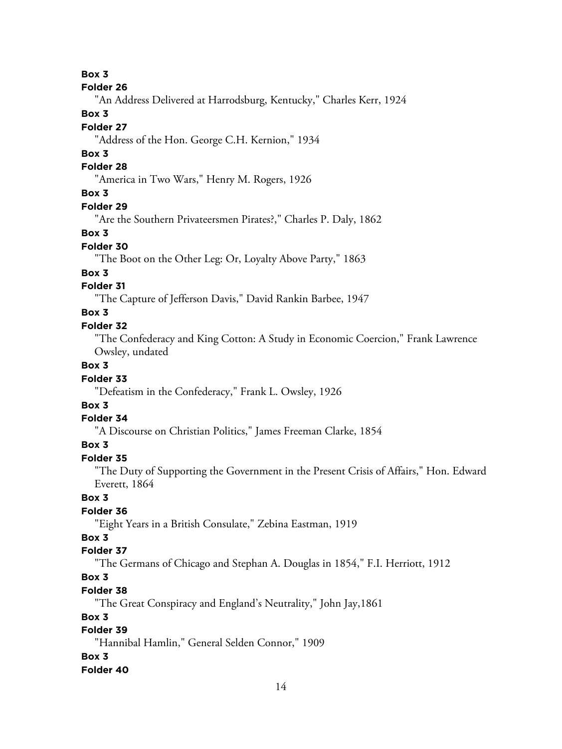**Box 3**

**Folder 26**

"An Address Delivered at Harrodsburg, Kentucky," Charles Kerr, 1924

**Box 3**

**Folder 27**

"Address of the Hon. George C.H. Kernion," 1934

**Box 3**

**Folder 28**

"America in Two Wars," Henry M. Rogers, 1926

**Box 3**

**Folder 29**

"Are the Southern Privateersmen Pirates?," Charles P. Daly, 1862

**Box 3**

**Folder 30**

"The Boot on the Other Leg: Or, Loyalty Above Party," 1863

**Box 3**

**Folder 31**

"The Capture of Jefferson Davis," David Rankin Barbee, 1947

**Box 3**

**Folder 32**

"The Confederacy and King Cotton: A Study in Economic Coercion," Frank Lawrence Owsley, undated

**Box 3**

**Folder 33**

"Defeatism in the Confederacy," Frank L. Owsley, 1926

**Box 3**

**Folder 34**

"A Discourse on Christian Politics," James Freeman Clarke, 1854

**Box 3**

**Folder 35**

"The Duty of Supporting the Government in the Present Crisis of Affairs," Hon. Edward Everett, 1864

**Box 3**

**Folder 36**

"Eight Years in a British Consulate," Zebina Eastman, 1919

**Box 3**

**Folder 37**

"The Germans of Chicago and Stephan A. Douglas in 1854," F.I. Herriott, 1912

**Box 3**

**Folder 38**

"The Great Conspiracy and England's Neutrality," John Jay,1861

**Box 3**

**Folder 39**

"Hannibal Hamlin," General Selden Connor," 1909

**Box 3**

**Folder 40**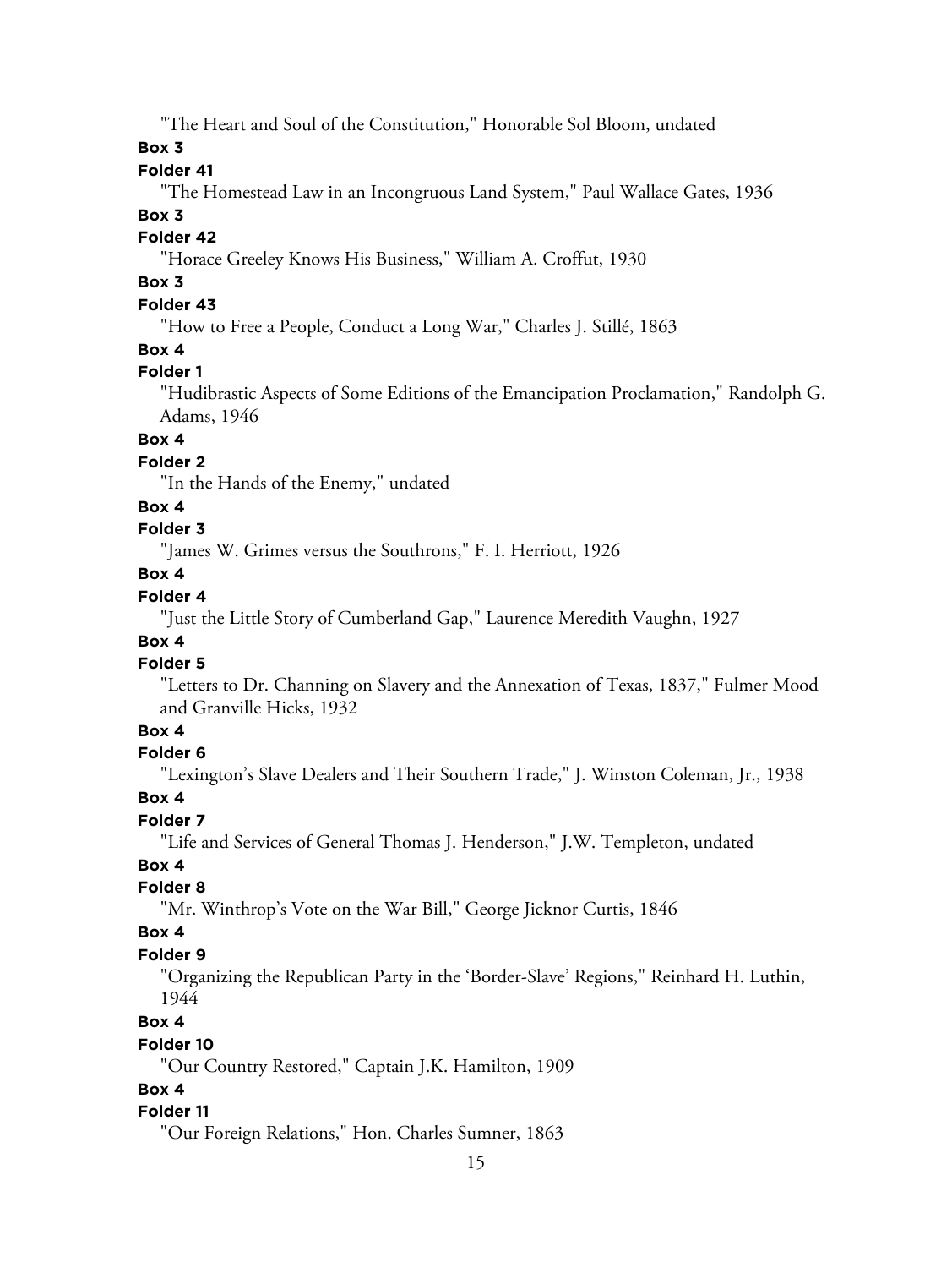"The Heart and Soul of the Constitution," Honorable Sol Bloom, undated

**Box 3**

**Folder 41**

"The Homestead Law in an Incongruous Land System," Paul Wallace Gates, 1936

**Box 3**

**Folder 42**

"Horace Greeley Knows His Business," William A. Croffut, 1930

**Box 3**

**Folder 43**

"How to Free a People, Conduct a Long War," Charles J. Stillé, 1863

**Box 4**

**Folder 1**

"Hudibrastic Aspects of Some Editions of the Emancipation Proclamation," Randolph G. Adams, 1946

**Box 4**

**Folder 2**

"In the Hands of the Enemy," undated

**Box 4**

**Folder 3**

"James W. Grimes versus the Southrons," F. I. Herriott, 1926

**Box 4**

**Folder 4**

"Just the Little Story of Cumberland Gap," Laurence Meredith Vaughn, 1927

**Box 4**

**Folder 5**

"Letters to Dr. Channing on Slavery and the Annexation of Texas, 1837," Fulmer Mood and Granville Hicks, 1932

**Box 4**

**Folder 6**

"Lexington's Slave Dealers and Their Southern Trade," J. Winston Coleman, Jr., 1938

**Box 4**

**Folder 7**

"Life and Services of General Thomas J. Henderson," J.W. Templeton, undated

**Box 4**

**Folder 8**

"Mr. Winthrop's Vote on the War Bill," George Jicknor Curtis, 1846

**Box 4**

**Folder 9**

"Organizing the Republican Party in the 'Border-Slave' Regions," Reinhard H. Luthin, 1944

**Box 4**

**Folder 10**

"Our Country Restored," Captain J.K. Hamilton, 1909

**Box 4**

**Folder 11**

"Our Foreign Relations," Hon. Charles Sumner, 1863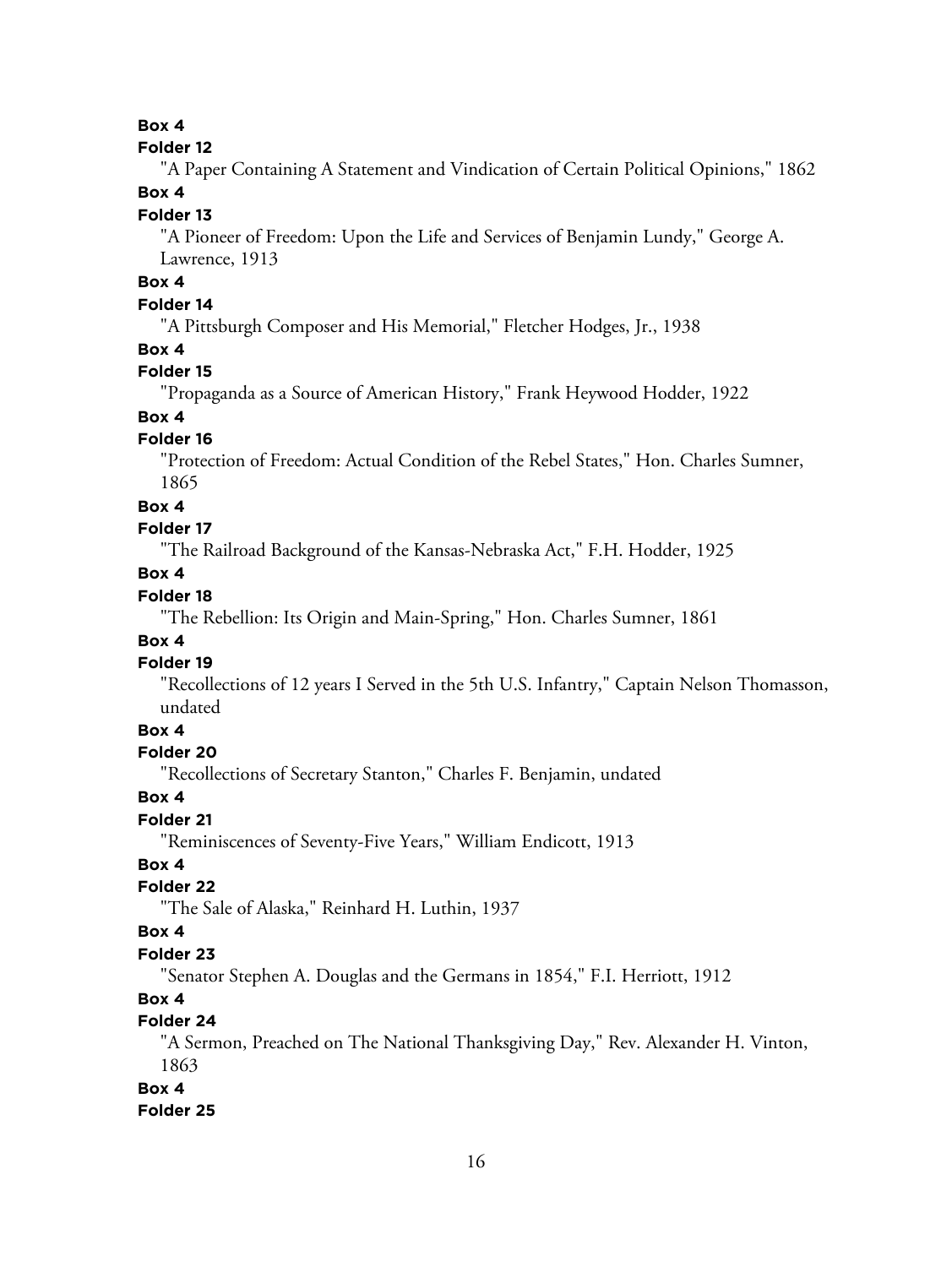**Box 4**

**Folder 12**

"A Paper Containing A Statement and Vindication of Certain Political Opinions," 1862

**Box 4**

**Folder 13**

"A Pioneer of Freedom: Upon the Life and Services of Benjamin Lundy," George A. Lawrence, 1913

**Box 4**

**Folder 14**

"A Pittsburgh Composer and His Memorial," Fletcher Hodges, Jr., 1938

**Box 4**

**Folder 15**

"Propaganda as a Source of American History," Frank Heywood Hodder, 1922

**Box 4**

**Folder 16**

"Protection of Freedom: Actual Condition of the Rebel States," Hon. Charles Sumner, 1865

**Box 4**

**Folder 17**

"The Railroad Background of the Kansas-Nebraska Act," F.H. Hodder, 1925

**Box 4**

**Folder 18**

"The Rebellion: Its Origin and Main-Spring," Hon. Charles Sumner, 1861

**Box 4**

**Folder 19**

"Recollections of 12 years I Served in the 5th U.S. Infantry," Captain Nelson Thomasson, undated

**Box 4**

**Folder 20**

"Recollections of Secretary Stanton," Charles F. Benjamin, undated

**Box 4**

**Folder 21**

"Reminiscences of Seventy-Five Years," William Endicott, 1913

**Box 4**

**Folder 22**

"The Sale of Alaska," Reinhard H. Luthin, 1937

**Box 4**

**Folder 23**

"Senator Stephen A. Douglas and the Germans in 1854," F.I. Herriott, 1912

**Box 4**

**Folder 24**

"A Sermon, Preached on The National Thanksgiving Day," Rev. Alexander H. Vinton, 1863

**Box 4**

**Folder 25**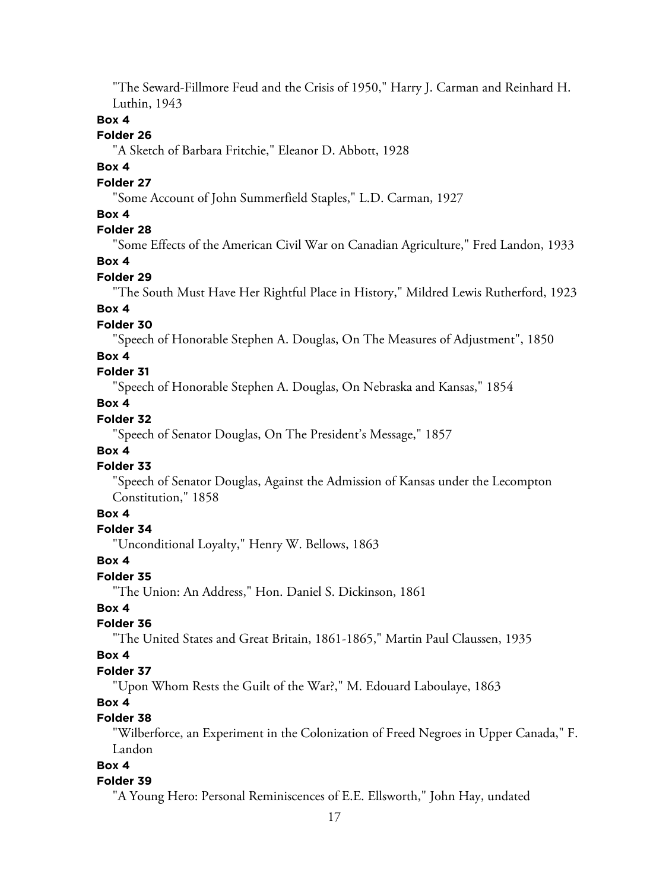"The Seward-Fillmore Feud and the Crisis of 1950," Harry J. Carman and Reinhard H. Luthin, 1943

**Box 4**

**Folder 26**

"A Sketch of Barbara Fritchie," Eleanor D. Abbott, 1928

**Box 4**

**Folder 27**

"Some Account of John Summerfield Staples," L.D. Carman, 1927

**Box 4**

**Folder 28**

"Some Effects of the American Civil War on Canadian Agriculture," Fred Landon, 1933

**Box 4**

**Folder 29**

"The South Must Have Her Rightful Place in History," Mildred Lewis Rutherford, 1923

**Box 4**

**Folder 30**

"Speech of Honorable Stephen A. Douglas, On The Measures of Adjustment", 1850

**Box 4**

**Folder 31**

"Speech of Honorable Stephen A. Douglas, On Nebraska and Kansas," 1854

**Box 4**

**Folder 32**

"Speech of Senator Douglas, On The President's Message," 1857

**Box 4**

**Folder 33**

"Speech of Senator Douglas, Against the Admission of Kansas under the Lecompton Constitution," 1858

**Box 4**

**Folder 34**

"Unconditional Loyalty," Henry W. Bellows, 1863

**Box 4**

**Folder 35**

"The Union: An Address," Hon. Daniel S. Dickinson, 1861

**Box 4**

**Folder 36**

"The United States and Great Britain, 1861-1865," Martin Paul Claussen, 1935

**Box 4**

**Folder 37**

"Upon Whom Rests the Guilt of the War?," M. Edouard Laboulaye, 1863

**Box 4**

**Folder 38**

"Wilberforce, an Experiment in the Colonization of Freed Negroes in Upper Canada," F. Landon

**Box 4**

**Folder 39**

"A Young Hero: Personal Reminiscences of E.E. Ellsworth," John Hay, undated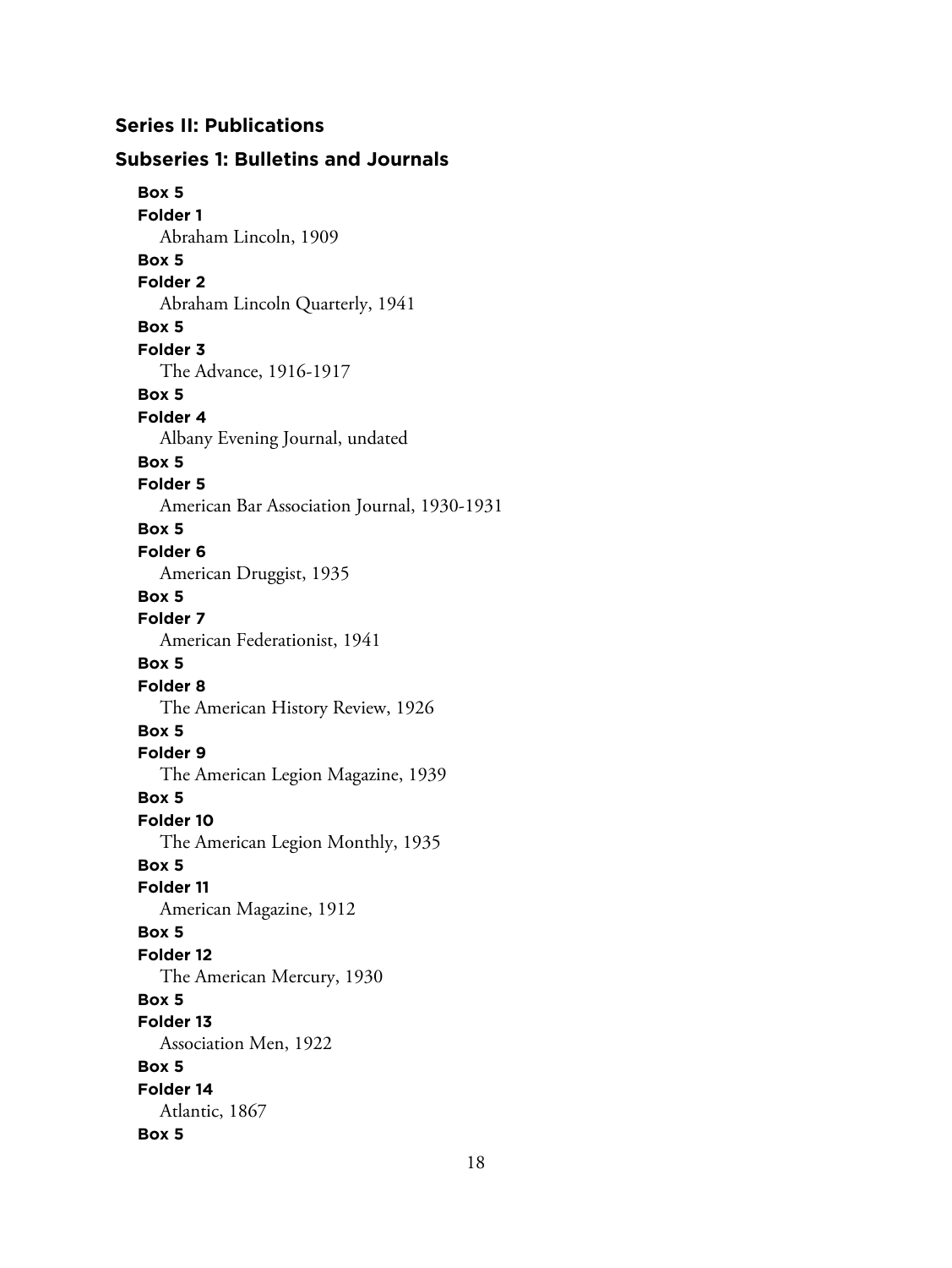## Series II: Publications

### Subseries 1: Bulletins and Journals

**Box 5**
**Folder 1**
Abraham Lincoln, 1909

**Box 5**
**Folder 2**
Abraham Lincoln Quarterly, 1941

**Box 5**
**Folder 3**
The Advance, 1916-1917

**Box 5**
**Folder 4**
Albany Evening Journal, undated

**Box 5**
**Folder 5**
American Bar Association Journal, 1930-1931

**Box 5**
**Folder 6**
American Druggist, 1935

**Box 5**
**Folder 7**
American Federationist, 1941

**Box 5**
**Folder 8**
The American History Review, 1926

**Box 5**
**Folder 9**
The American Legion Magazine, 1939

**Box 5**
**Folder 10**
The American Legion Monthly, 1935

**Box 5**
**Folder 11**
American Magazine, 1912

**Box 5**
**Folder 12**
The American Mercury, 1930

**Box 5**
**Folder 13**
Association Men, 1922

**Box 5**
**Folder 14**
Atlantic, 1867

**Box 5**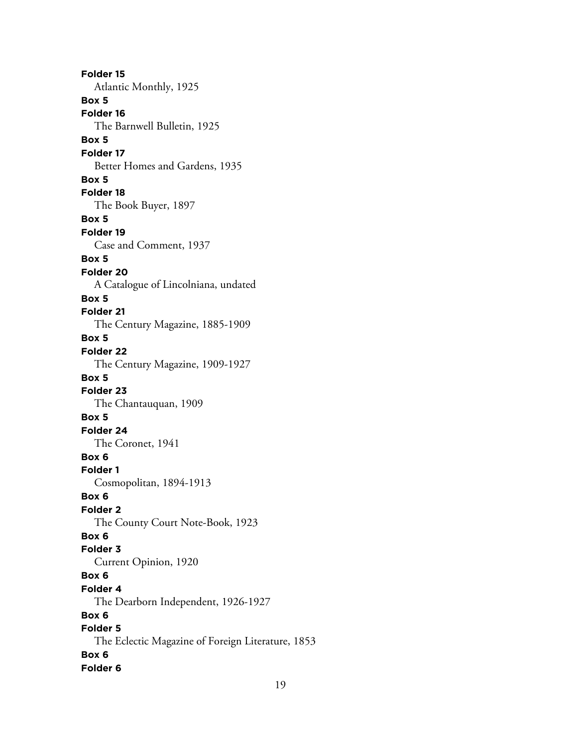**Folder 15**
Atlantic Monthly, 1925

**Box 5**
**Folder 16**
The Barnwell Bulletin, 1925

**Box 5**
**Folder 17**
Better Homes and Gardens, 1935

**Box 5**
**Folder 18**
The Book Buyer, 1897

**Box 5**
**Folder 19**
Case and Comment, 1937

**Box 5**
**Folder 20**
A Catalogue of Lincolniana, undated

**Box 5**
**Folder 21**
The Century Magazine, 1885-1909

**Box 5**
**Folder 22**
The Century Magazine, 1909-1927

**Box 5**
**Folder 23**
The Chantauquan, 1909

**Box 5**
**Folder 24**
The Coronet, 1941

**Box 6**
**Folder 1**
Cosmopolitan, 1894-1913

**Box 6**
**Folder 2**
The County Court Note-Book, 1923

**Box 6**
**Folder 3**
Current Opinion, 1920

**Box 6**
**Folder 4**
The Dearborn Independent, 1926-1927

**Box 6**
**Folder 5**
The Eclectic Magazine of Foreign Literature, 1853

**Box 6**
**Folder 6**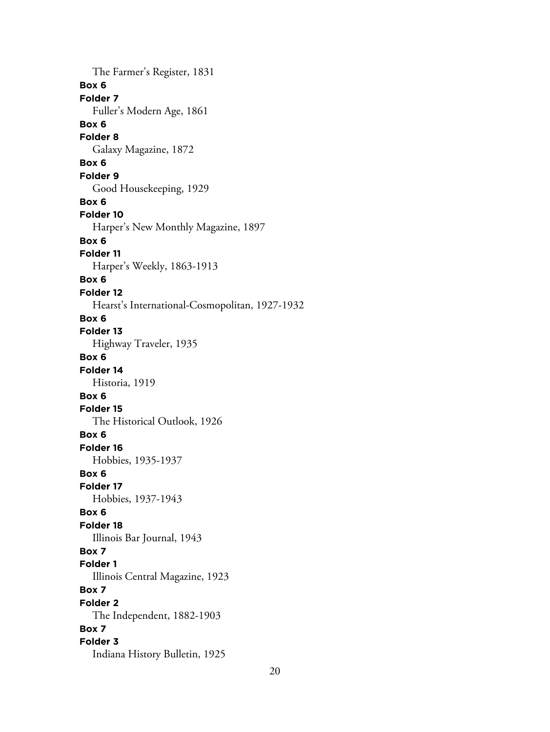The Farmer's Register, 1831

**Box 6**

**Folder 7**

Fuller's Modern Age, 1861

**Box 6**

**Folder 8**

Galaxy Magazine, 1872

**Box 6**

**Folder 9**

Good Housekeeping, 1929

**Box 6**

**Folder 10**

Harper's New Monthly Magazine, 1897

**Box 6**

**Folder 11**

Harper's Weekly, 1863-1913

**Box 6**

**Folder 12**

Hearst's International-Cosmopolitan, 1927-1932

**Box 6**

**Folder 13**

Highway Traveler, 1935

**Box 6**

**Folder 14**

Historia, 1919

**Box 6**

**Folder 15**

The Historical Outlook, 1926

**Box 6**

**Folder 16**

Hobbies, 1935-1937

**Box 6**

**Folder 17**

Hobbies, 1937-1943

**Box 6**

**Folder 18**

Illinois Bar Journal, 1943

**Box 7**

**Folder 1**

Illinois Central Magazine, 1923

**Box 7**

**Folder 2**

The Independent, 1882-1903

**Box 7**

**Folder 3**

Indiana History Bulletin, 1925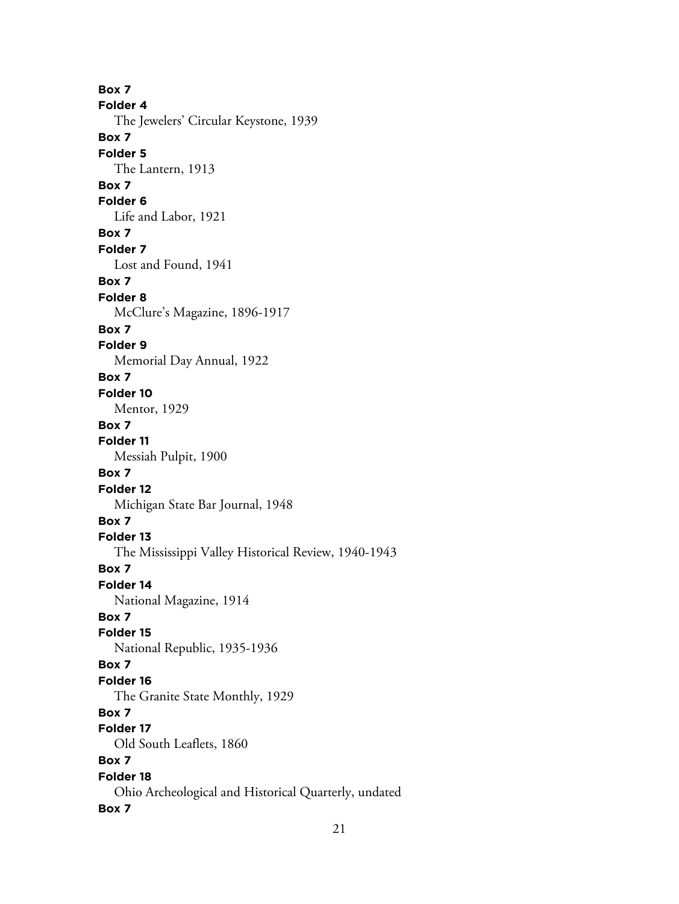**Box 7**
**Folder 4**
The Jewelers' Circular Keystone, 1939
**Box 7**
**Folder 5**
The Lantern, 1913
**Box 7**
**Folder 6**
Life and Labor, 1921
**Box 7**
**Folder 7**
Lost and Found, 1941
**Box 7**
**Folder 8**
McClure's Magazine, 1896-1917
**Box 7**
**Folder 9**
Memorial Day Annual, 1922
**Box 7**
**Folder 10**
Mentor, 1929
**Box 7**
**Folder 11**
Messiah Pulpit, 1900
**Box 7**
**Folder 12**
Michigan State Bar Journal, 1948
**Box 7**
**Folder 13**
The Mississippi Valley Historical Review, 1940-1943
**Box 7**
**Folder 14**
National Magazine, 1914
**Box 7**
**Folder 15**
National Republic, 1935-1936
**Box 7**
**Folder 16**
The Granite State Monthly, 1929
**Box 7**
**Folder 17**
Old South Leaflets, 1860
**Box 7**
**Folder 18**
Ohio Archeological and Historical Quarterly, undated
**Box 7**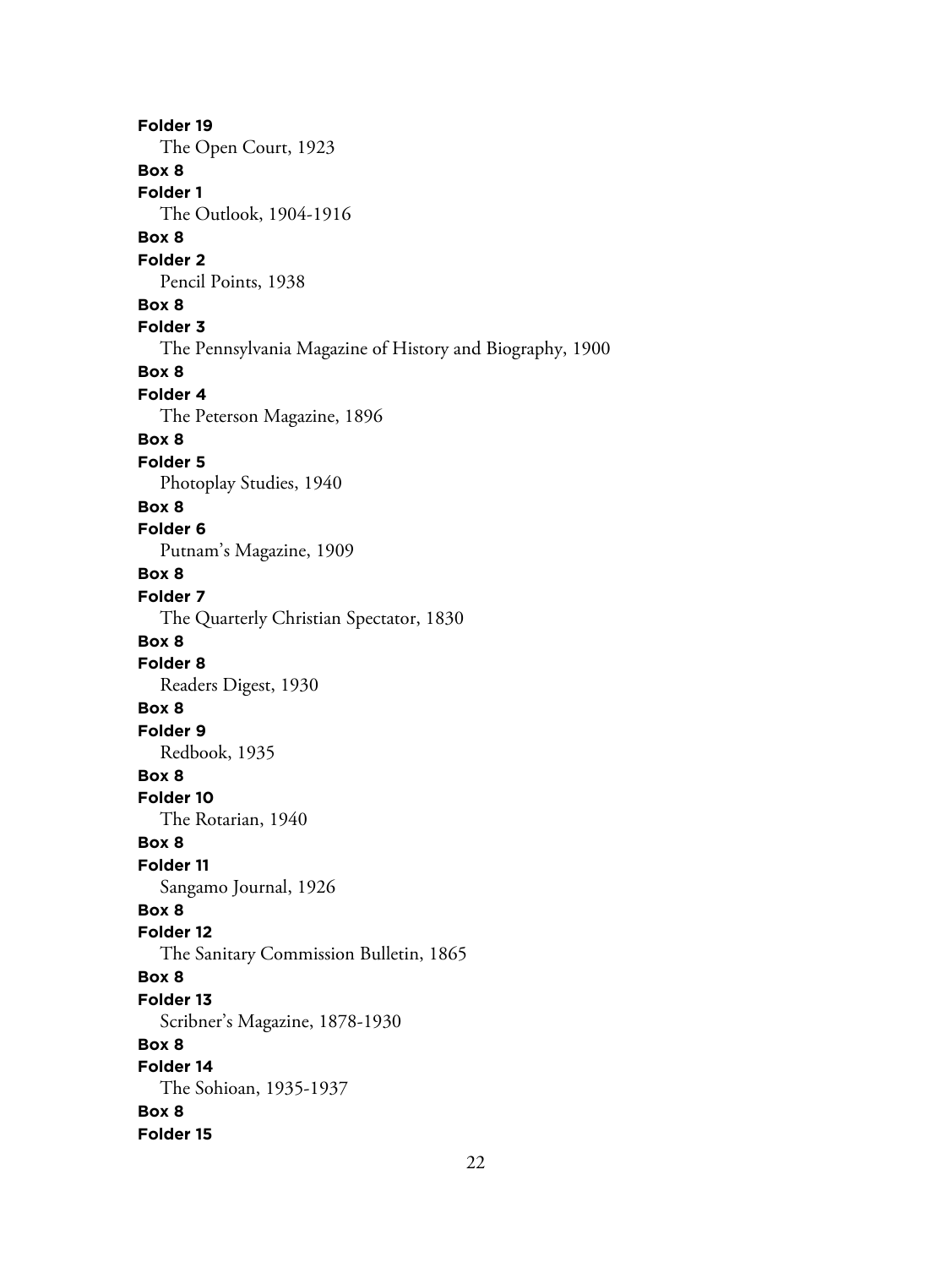**Folder 19**
The Open Court, 1923

**Box 8**
**Folder 1**
The Outlook, 1904-1916

**Box 8**
**Folder 2**
Pencil Points, 1938

**Box 8**
**Folder 3**
The Pennsylvania Magazine of History and Biography, 1900

**Box 8**
**Folder 4**
The Peterson Magazine, 1896

**Box 8**
**Folder 5**
Photoplay Studies, 1940

**Box 8**
**Folder 6**
Putnam's Magazine, 1909

**Box 8**
**Folder 7**
The Quarterly Christian Spectator, 1830

**Box 8**
**Folder 8**
Readers Digest, 1930

**Box 8**
**Folder 9**
Redbook, 1935

**Box 8**
**Folder 10**
The Rotarian, 1940

**Box 8**
**Folder 11**
Sangamo Journal, 1926

**Box 8**
**Folder 12**
The Sanitary Commission Bulletin, 1865

**Box 8**
**Folder 13**
Scribner's Magazine, 1878-1930

**Box 8**
**Folder 14**
The Sohioan, 1935-1937

**Box 8**
**Folder 15**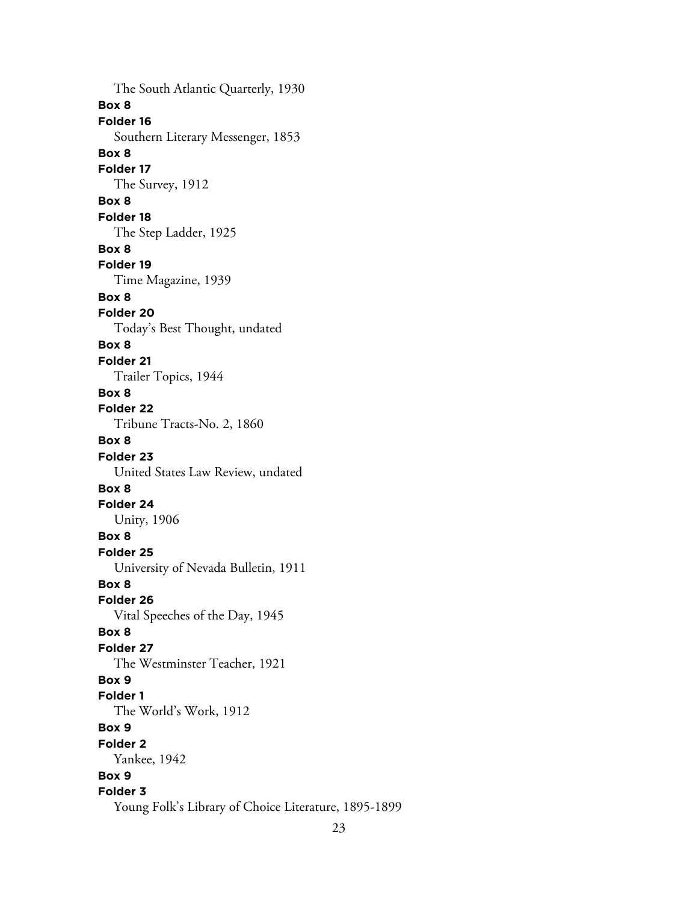The South Atlantic Quarterly, 1930

**Box 8**
**Folder 16**
Southern Literary Messenger, 1853

**Box 8**
**Folder 17**
The Survey, 1912

**Box 8**
**Folder 18**
The Step Ladder, 1925

**Box 8**
**Folder 19**
Time Magazine, 1939

**Box 8**
**Folder 20**
Today's Best Thought, undated

**Box 8**
**Folder 21**
Trailer Topics, 1944

**Box 8**
**Folder 22**
Tribune Tracts-No. 2, 1860

**Box 8**
**Folder 23**
United States Law Review, undated

**Box 8**
**Folder 24**
Unity, 1906

**Box 8**
**Folder 25**
University of Nevada Bulletin, 1911

**Box 8**
**Folder 26**
Vital Speeches of the Day, 1945

**Box 8**
**Folder 27**
The Westminster Teacher, 1921

**Box 9**
**Folder 1**
The World's Work, 1912

**Box 9**
**Folder 2**
Yankee, 1942

**Box 9**
**Folder 3**
Young Folk's Library of Choice Literature, 1895-1899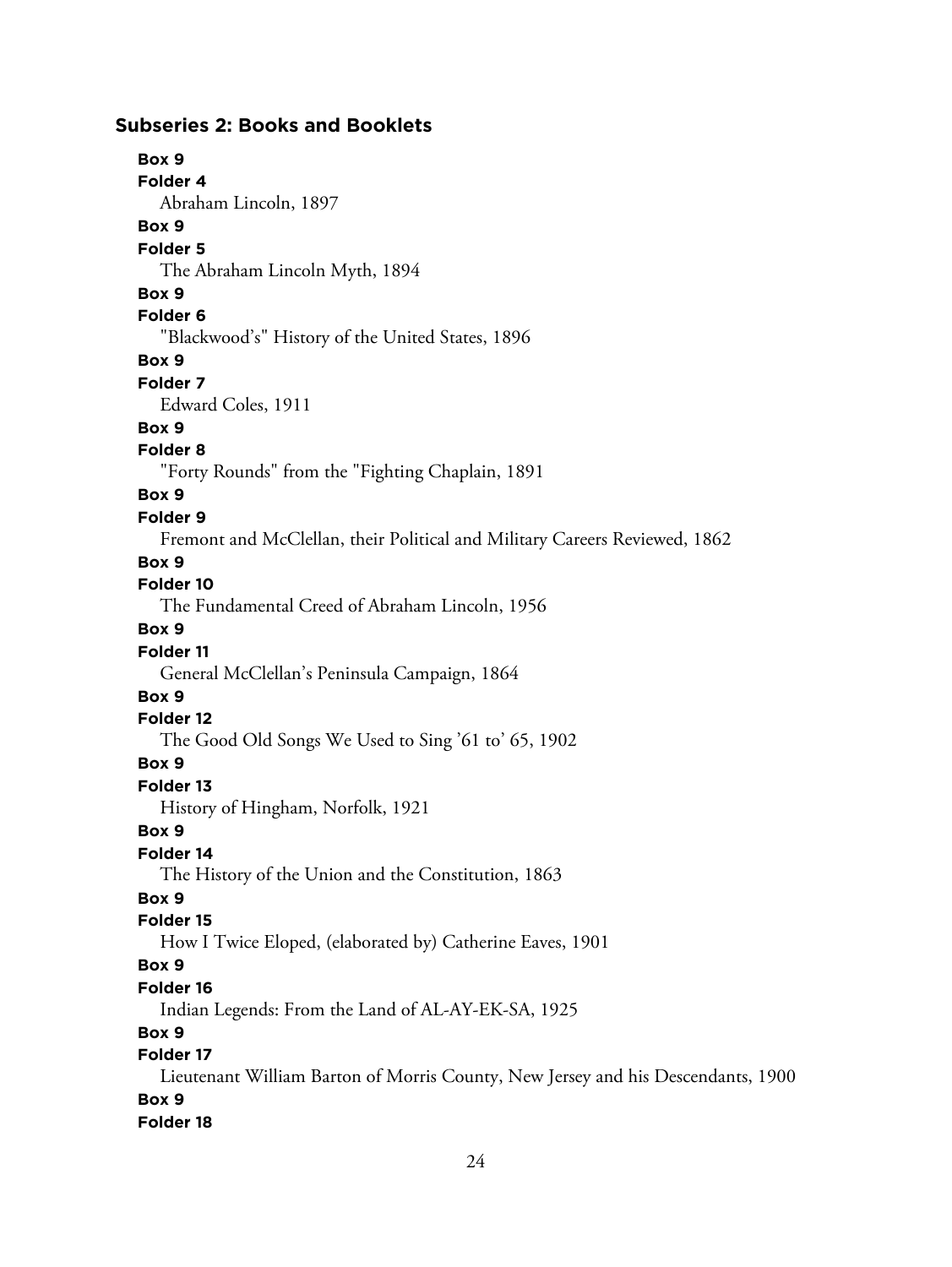### Subseries 2: Books and Booklets

**Box 9**
**Folder 4**
Abraham Lincoln, 1897

**Box 9**
**Folder 5**
The Abraham Lincoln Myth, 1894

**Box 9**
**Folder 6**
"Blackwood's" History of the United States, 1896

**Box 9**
**Folder 7**
Edward Coles, 1911

**Box 9**
**Folder 8**
"Forty Rounds" from the "Fighting Chaplain, 1891

**Box 9**
**Folder 9**
Fremont and McClellan, their Political and Military Careers Reviewed, 1862

**Box 9**
**Folder 10**
The Fundamental Creed of Abraham Lincoln, 1956

**Box 9**
**Folder 11**
General McClellan's Peninsula Campaign, 1864

**Box 9**
**Folder 12**
The Good Old Songs We Used to Sing '61 to' 65, 1902

**Box 9**
**Folder 13**
History of Hingham, Norfolk, 1921

**Box 9**
**Folder 14**
The History of the Union and the Constitution, 1863

**Box 9**
**Folder 15**
How I Twice Eloped, (elaborated by) Catherine Eaves, 1901

**Box 9**
**Folder 16**
Indian Legends: From the Land of AL-AY-EK-SA, 1925

**Box 9**
**Folder 17**
Lieutenant William Barton of Morris County, New Jersey and his Descendants, 1900

**Box 9**
**Folder 18**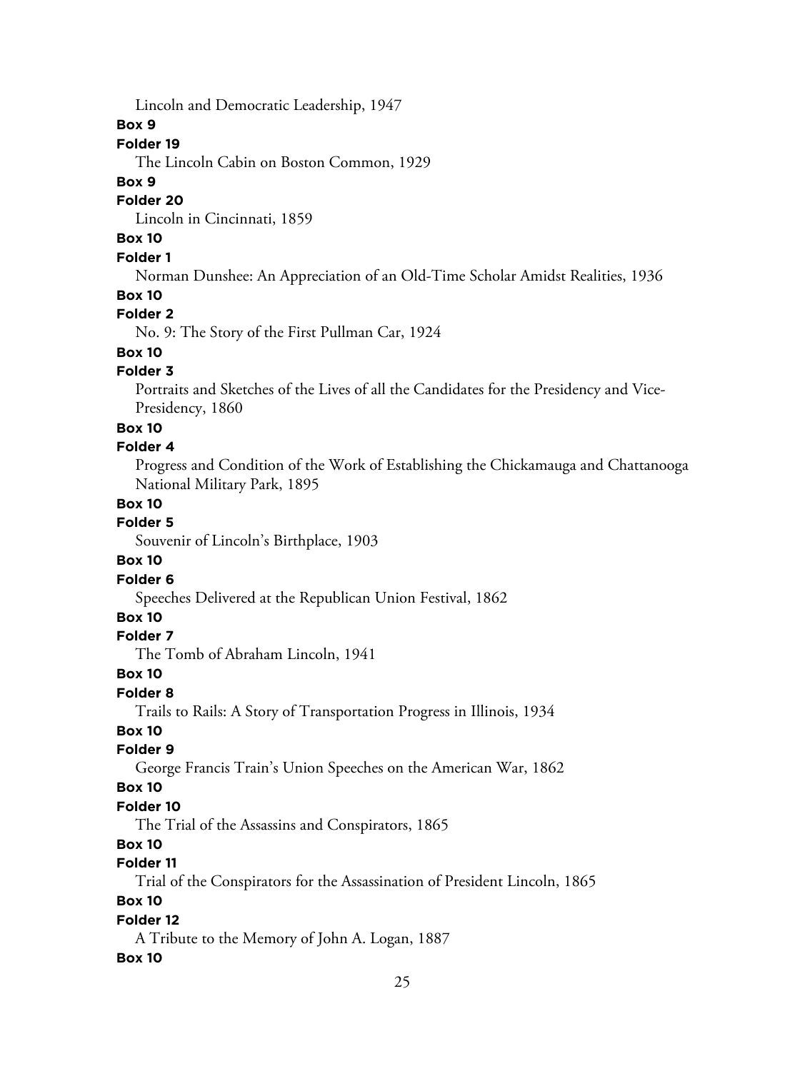Lincoln and Democratic Leadership, 1947

**Box 9**

**Folder 19**

The Lincoln Cabin on Boston Common, 1929

**Box 9**

**Folder 20**

Lincoln in Cincinnati, 1859

**Box 10**

**Folder 1**

Norman Dunshee: An Appreciation of an Old-Time Scholar Amidst Realities, 1936

**Box 10**

**Folder 2**

No. 9: The Story of the First Pullman Car, 1924

**Box 10**

**Folder 3**

Portraits and Sketches of the Lives of all the Candidates for the Presidency and Vice-Presidency, 1860

**Box 10**

**Folder 4**

Progress and Condition of the Work of Establishing the Chickamauga and Chattanooga National Military Park, 1895

**Box 10**

**Folder 5**

Souvenir of Lincoln's Birthplace, 1903

**Box 10**

**Folder 6**

Speeches Delivered at the Republican Union Festival, 1862

**Box 10**

**Folder 7**

The Tomb of Abraham Lincoln, 1941

**Box 10**

**Folder 8**

Trails to Rails: A Story of Transportation Progress in Illinois, 1934

**Box 10**

**Folder 9**

George Francis Train's Union Speeches on the American War, 1862

**Box 10**

**Folder 10**

The Trial of the Assassins and Conspirators, 1865

**Box 10**

**Folder 11**

Trial of the Conspirators for the Assassination of President Lincoln, 1865

**Box 10**

**Folder 12**

A Tribute to the Memory of John A. Logan, 1887

**Box 10**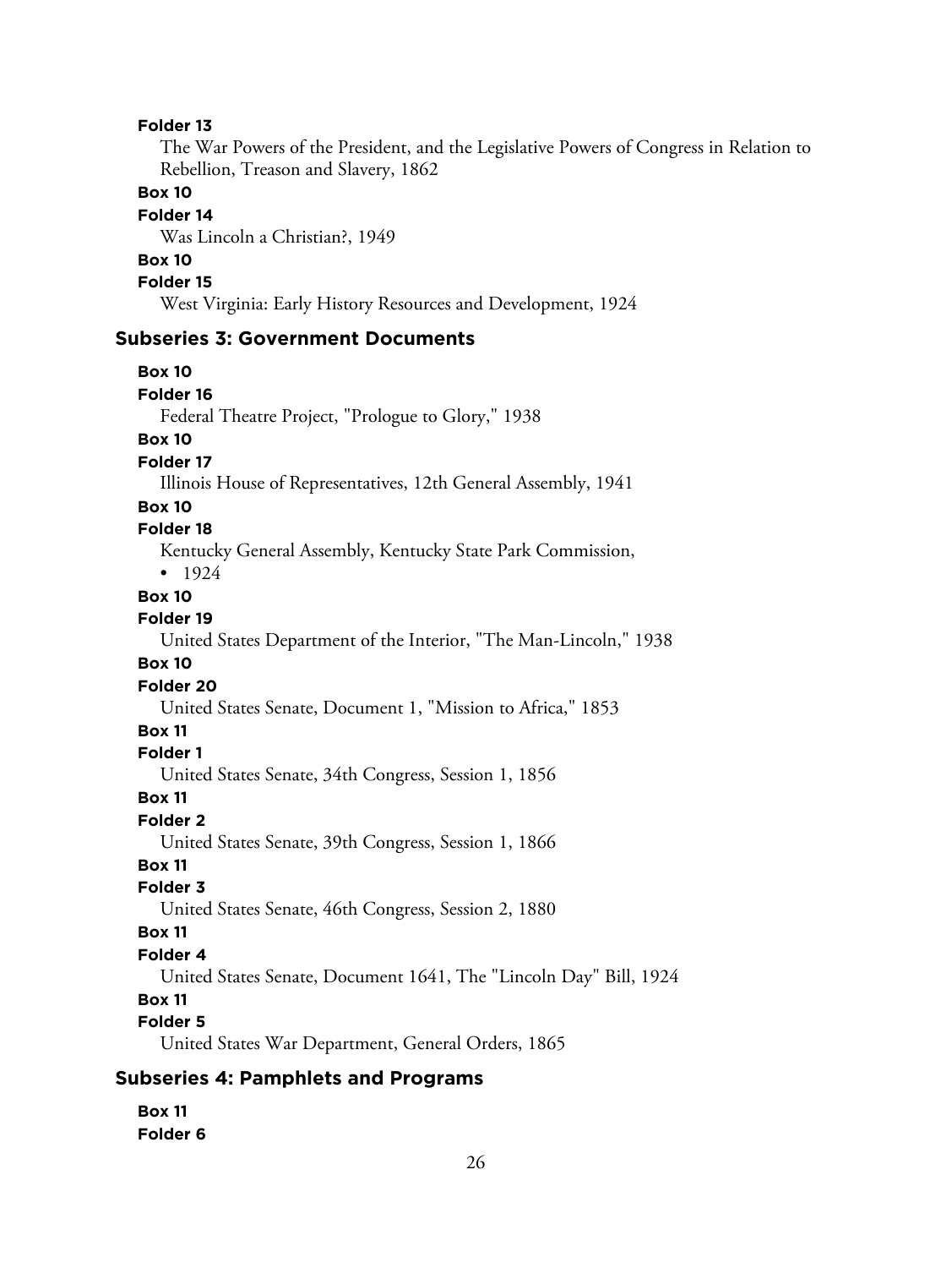**Folder 13**

The War Powers of the President, and the Legislative Powers of Congress in Relation to Rebellion, Treason and Slavery, 1862

**Box 10**

**Folder 14**

Was Lincoln a Christian?, 1949

**Box 10**

**Folder 15**

West Virginia: Early History Resources and Development, 1924

### Subseries 3: Government Documents

**Box 10**

**Folder 16**

Federal Theatre Project, "Prologue to Glory," 1938

**Box 10**

**Folder 17**

Illinois House of Representatives, 12th General Assembly, 1941

**Box 10**

**Folder 18**

Kentucky General Assembly, Kentucky State Park Commission,

- 1924

**Box 10**

**Folder 19**

United States Department of the Interior, "The Man-Lincoln," 1938

**Box 10**

**Folder 20**

United States Senate, Document 1, "Mission to Africa," 1853

**Box 11**

**Folder 1**

United States Senate, 34th Congress, Session 1, 1856

**Box 11**

**Folder 2**

United States Senate, 39th Congress, Session 1, 1866

**Box 11**

**Folder 3**

United States Senate, 46th Congress, Session 2, 1880

**Box 11**

**Folder 4**

United States Senate, Document 1641, The "Lincoln Day" Bill, 1924

**Box 11**

**Folder 5**

United States War Department, General Orders, 1865

### Subseries 4: Pamphlets and Programs

**Box 11**

**Folder 6**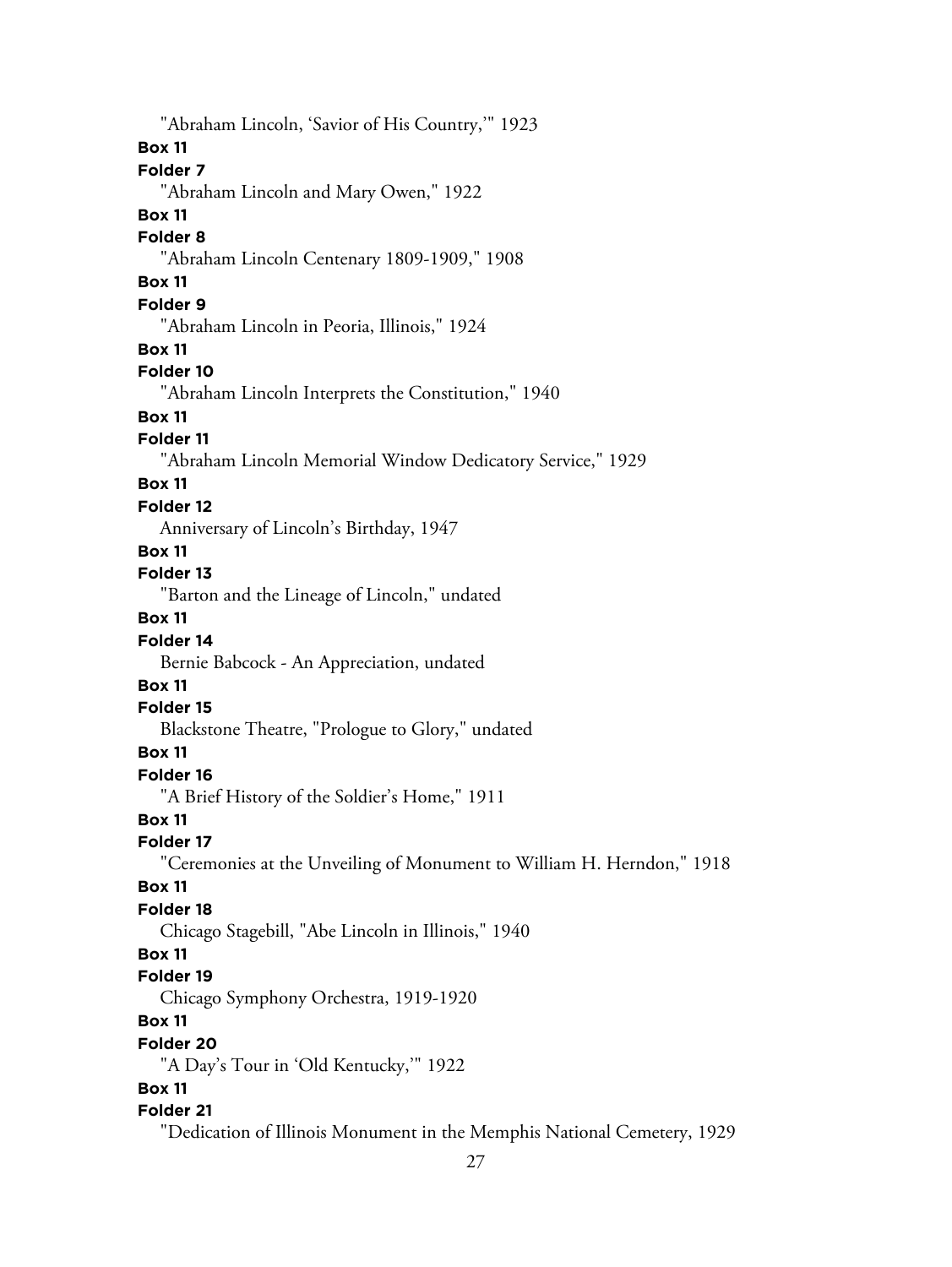"Abraham Lincoln, 'Savior of His Country,'" 1923

**Box 11**

**Folder 7**

"Abraham Lincoln and Mary Owen," 1922

**Box 11**

**Folder 8**

"Abraham Lincoln Centenary 1809-1909," 1908

**Box 11**

**Folder 9**

"Abraham Lincoln in Peoria, Illinois," 1924

**Box 11**

**Folder 10**

"Abraham Lincoln Interprets the Constitution," 1940

**Box 11**

**Folder 11**

"Abraham Lincoln Memorial Window Dedicatory Service," 1929

**Box 11**

**Folder 12**

Anniversary of Lincoln's Birthday, 1947

**Box 11**

**Folder 13**

"Barton and the Lineage of Lincoln," undated

**Box 11**

**Folder 14**

Bernie Babcock - An Appreciation, undated

**Box 11**

**Folder 15**

Blackstone Theatre, "Prologue to Glory," undated

**Box 11**

**Folder 16**

"A Brief History of the Soldier's Home," 1911

**Box 11**

**Folder 17**

"Ceremonies at the Unveiling of Monument to William H. Herndon," 1918

**Box 11**

**Folder 18**

Chicago Stagebill, "Abe Lincoln in Illinois," 1940

**Box 11**

**Folder 19**

Chicago Symphony Orchestra, 1919-1920

**Box 11**

**Folder 20**

"A Day's Tour in 'Old Kentucky,'" 1922

**Box 11**

**Folder 21**

"Dedication of Illinois Monument in the Memphis National Cemetery, 1929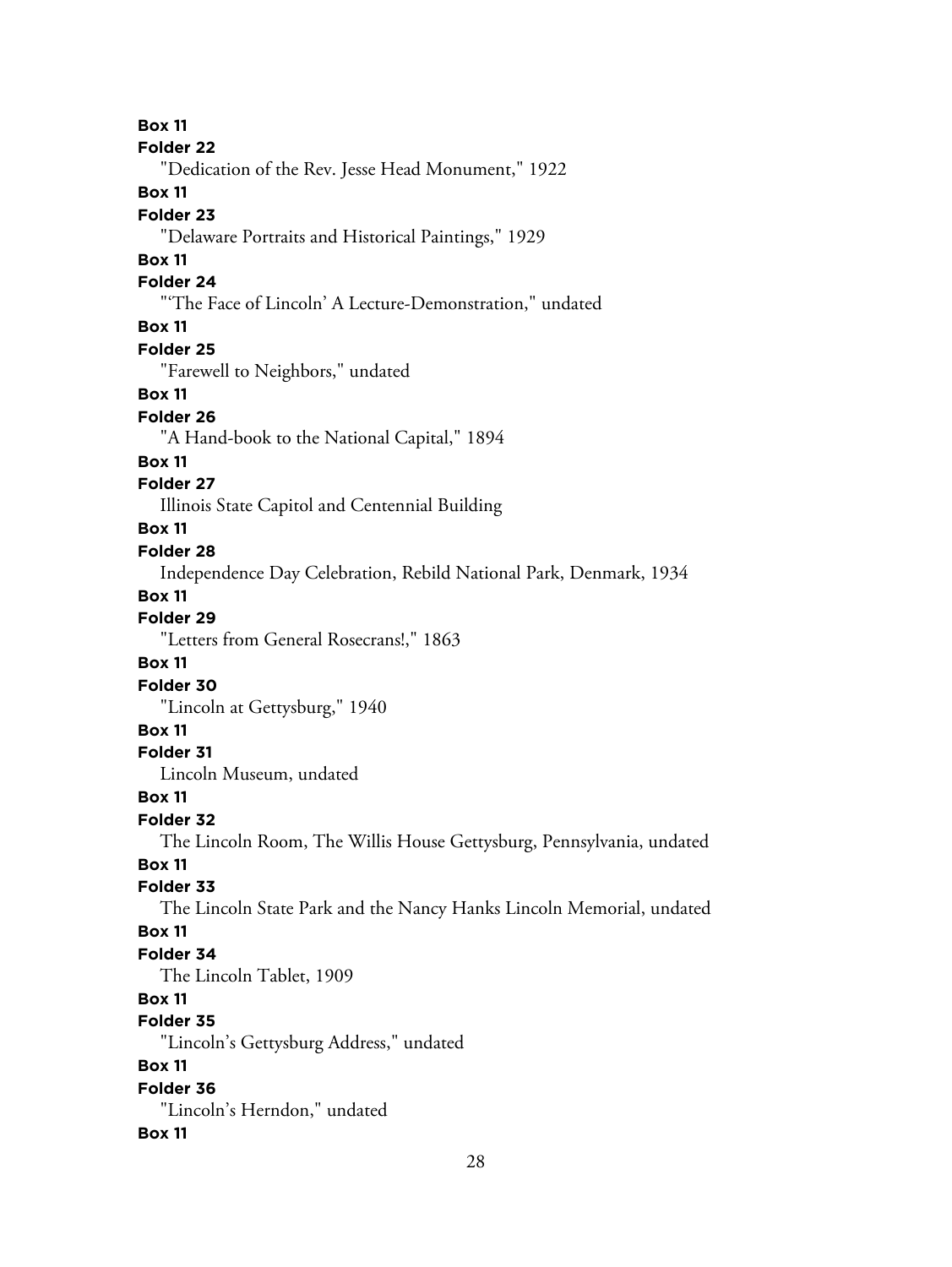**Box 11**

**Folder 22**

"Dedication of the Rev. Jesse Head Monument," 1922

**Box 11**

**Folder 23**

"Delaware Portraits and Historical Paintings," 1929

**Box 11**

**Folder 24**

"'The Face of Lincoln' A Lecture-Demonstration," undated

**Box 11**

**Folder 25**

"Farewell to Neighbors," undated

**Box 11**

**Folder 26**

"A Hand-book to the National Capital," 1894

**Box 11**

**Folder 27**

Illinois State Capitol and Centennial Building

**Box 11**

**Folder 28**

Independence Day Celebration, Rebild National Park, Denmark, 1934

**Box 11**

**Folder 29**

"Letters from General Rosecrans!," 1863

**Box 11**

**Folder 30**

"Lincoln at Gettysburg," 1940

**Box 11**

**Folder 31**

Lincoln Museum, undated

**Box 11**

**Folder 32**

The Lincoln Room, The Willis House Gettysburg, Pennsylvania, undated

**Box 11**

**Folder 33**

The Lincoln State Park and the Nancy Hanks Lincoln Memorial, undated

**Box 11**

**Folder 34**

The Lincoln Tablet, 1909

**Box 11**

**Folder 35**

"Lincoln's Gettysburg Address," undated

**Box 11**

**Folder 36**

"Lincoln's Herndon," undated

**Box 11**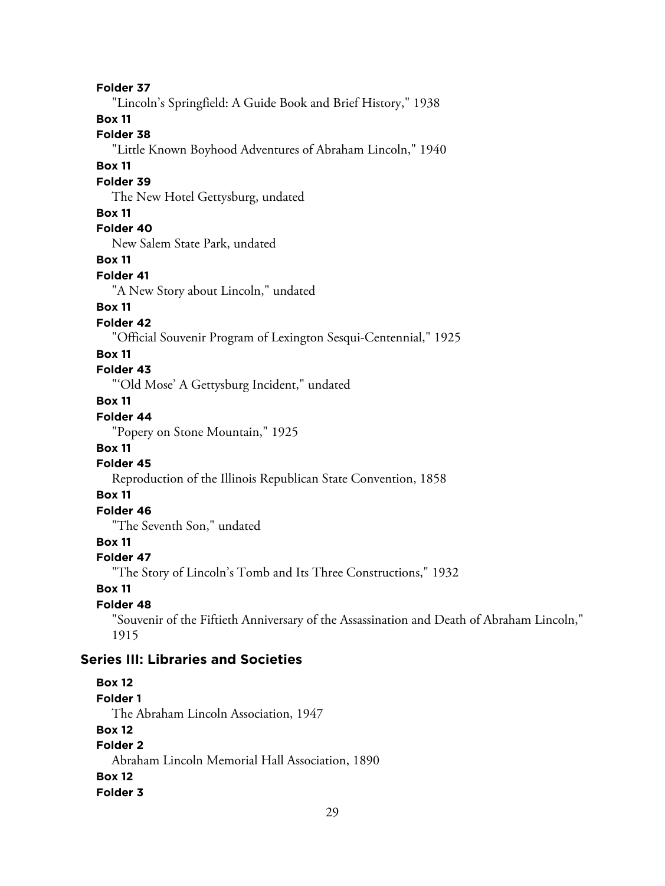**Folder 37**

"Lincoln's Springfield: A Guide Book and Brief History," 1938

**Box 11**

**Folder 38**

"Little Known Boyhood Adventures of Abraham Lincoln," 1940

**Box 11**

**Folder 39**

The New Hotel Gettysburg, undated

**Box 11**

**Folder 40**

New Salem State Park, undated

**Box 11**

**Folder 41**

"A New Story about Lincoln," undated

**Box 11**

**Folder 42**

"Official Souvenir Program of Lexington Sesqui-Centennial," 1925

**Box 11**

**Folder 43**

"'Old Mose' A Gettysburg Incident," undated

**Box 11**

**Folder 44**

"Popery on Stone Mountain," 1925

**Box 11**

**Folder 45**

Reproduction of the Illinois Republican State Convention, 1858

**Box 11**

**Folder 46**

"The Seventh Son," undated

**Box 11**

**Folder 47**

"The Story of Lincoln's Tomb and Its Three Constructions," 1932

**Box 11**

**Folder 48**

"Souvenir of the Fiftieth Anniversary of the Assassination and Death of Abraham Lincoln," 1915

## Series III: Libraries and Societies

**Box 12**

**Folder 1**

The Abraham Lincoln Association, 1947

**Box 12**

**Folder 2**

Abraham Lincoln Memorial Hall Association, 1890

**Box 12**

**Folder 3**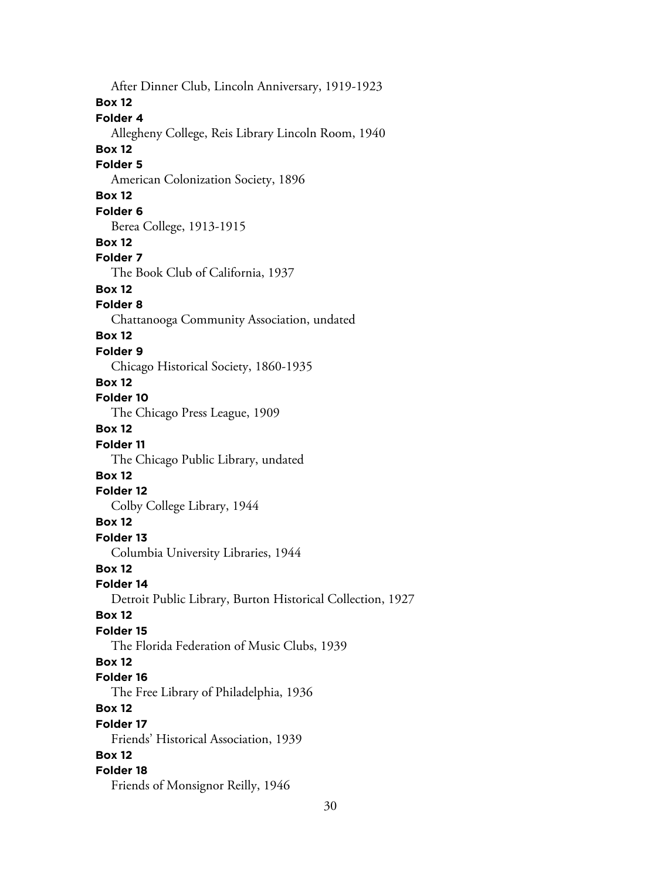After Dinner Club, Lincoln Anniversary, 1919-1923

**Box 12**

**Folder 4**

Allegheny College, Reis Library Lincoln Room, 1940

**Box 12**

**Folder 5**

American Colonization Society, 1896

**Box 12**

**Folder 6**

Berea College, 1913-1915

**Box 12**

**Folder 7**

The Book Club of California, 1937

**Box 12**

**Folder 8**

Chattanooga Community Association, undated

**Box 12**

**Folder 9**

Chicago Historical Society, 1860-1935

**Box 12**

**Folder 10**

The Chicago Press League, 1909

**Box 12**

**Folder 11**

The Chicago Public Library, undated

**Box 12**

**Folder 12**

Colby College Library, 1944

**Box 12**

**Folder 13**

Columbia University Libraries, 1944

**Box 12**

**Folder 14**

Detroit Public Library, Burton Historical Collection, 1927

**Box 12**

**Folder 15**

The Florida Federation of Music Clubs, 1939

**Box 12**

**Folder 16**

The Free Library of Philadelphia, 1936

**Box 12**

**Folder 17**

Friends' Historical Association, 1939

**Box 12**

**Folder 18**

Friends of Monsignor Reilly, 1946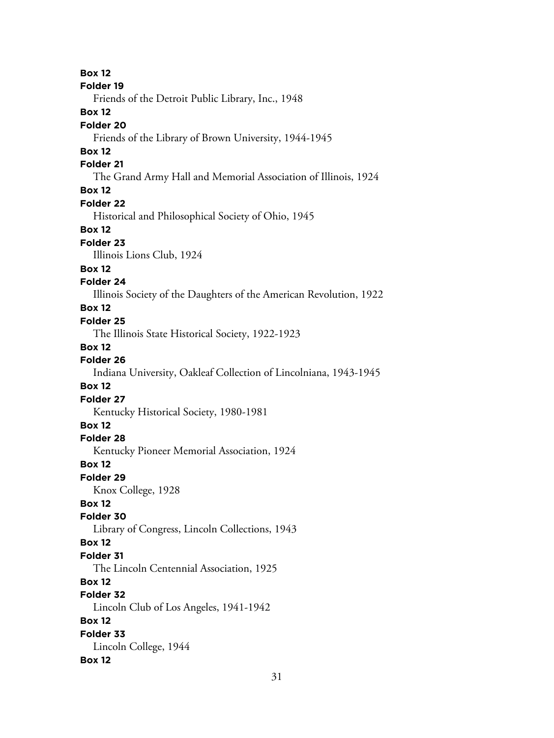**Box 12**
**Folder 19**
Friends of the Detroit Public Library, Inc., 1948
**Box 12**
**Folder 20**
Friends of the Library of Brown University, 1944-1945
**Box 12**
**Folder 21**
The Grand Army Hall and Memorial Association of Illinois, 1924
**Box 12**
**Folder 22**
Historical and Philosophical Society of Ohio, 1945
**Box 12**
**Folder 23**
Illinois Lions Club, 1924
**Box 12**
**Folder 24**
Illinois Society of the Daughters of the American Revolution, 1922
**Box 12**
**Folder 25**
The Illinois State Historical Society, 1922-1923
**Box 12**
**Folder 26**
Indiana University, Oakleaf Collection of Lincolniana, 1943-1945
**Box 12**
**Folder 27**
Kentucky Historical Society, 1980-1981
**Box 12**
**Folder 28**
Kentucky Pioneer Memorial Association, 1924
**Box 12**
**Folder 29**
Knox College, 1928
**Box 12**
**Folder 30**
Library of Congress, Lincoln Collections, 1943
**Box 12**
**Folder 31**
The Lincoln Centennial Association, 1925
**Box 12**
**Folder 32**
Lincoln Club of Los Angeles, 1941-1942
**Box 12**
**Folder 33**
Lincoln College, 1944
**Box 12**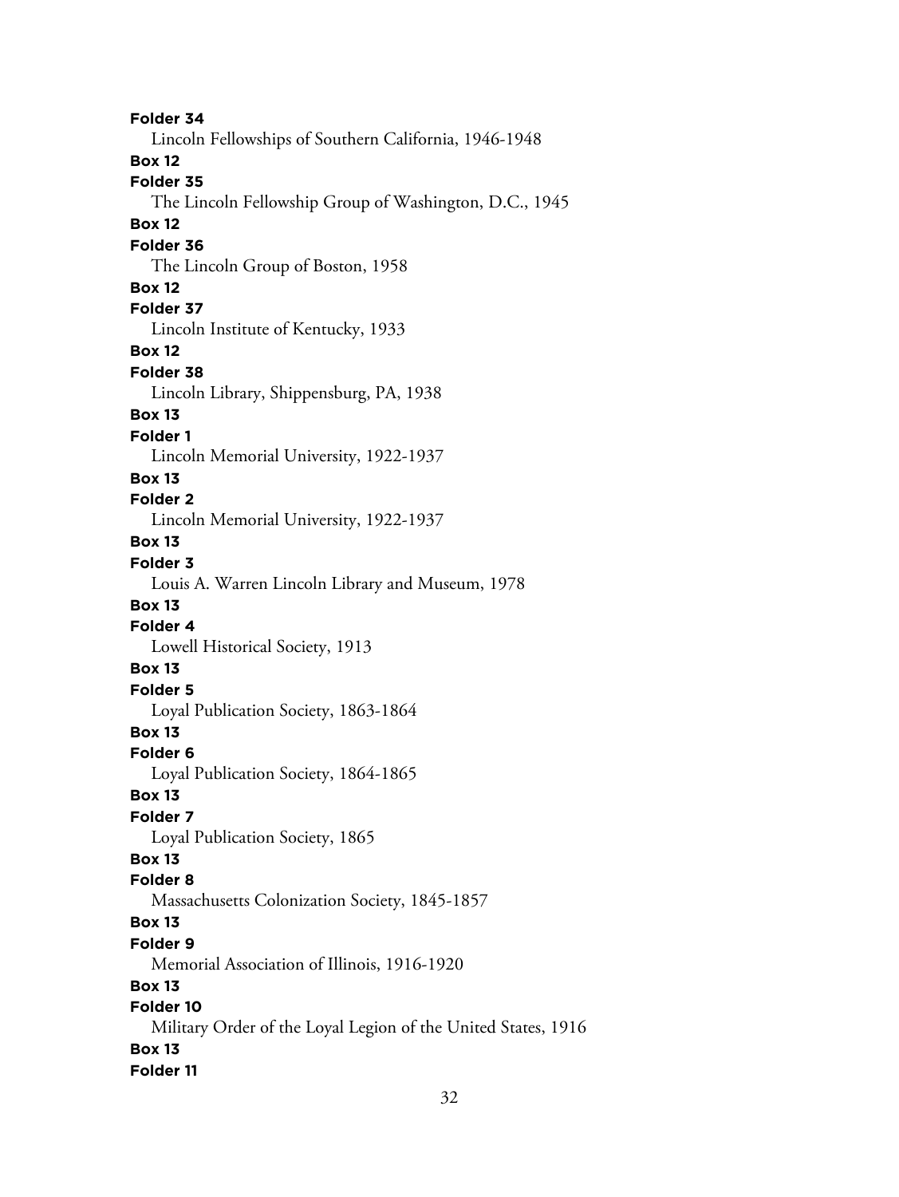**Folder 34**
Lincoln Fellowships of Southern California, 1946-1948

**Box 12**
**Folder 35**
The Lincoln Fellowship Group of Washington, D.C., 1945

**Box 12**
**Folder 36**
The Lincoln Group of Boston, 1958

**Box 12**
**Folder 37**
Lincoln Institute of Kentucky, 1933

**Box 12**
**Folder 38**
Lincoln Library, Shippensburg, PA, 1938

**Box 13**
**Folder 1**
Lincoln Memorial University, 1922-1937

**Box 13**
**Folder 2**
Lincoln Memorial University, 1922-1937

**Box 13**
**Folder 3**
Louis A. Warren Lincoln Library and Museum, 1978

**Box 13**
**Folder 4**
Lowell Historical Society, 1913

**Box 13**
**Folder 5**
Loyal Publication Society, 1863-1864

**Box 13**
**Folder 6**
Loyal Publication Society, 1864-1865

**Box 13**
**Folder 7**
Loyal Publication Society, 1865

**Box 13**
**Folder 8**
Massachusetts Colonization Society, 1845-1857

**Box 13**
**Folder 9**
Memorial Association of Illinois, 1916-1920

**Box 13**
**Folder 10**
Military Order of the Loyal Legion of the United States, 1916

**Box 13**
**Folder 11**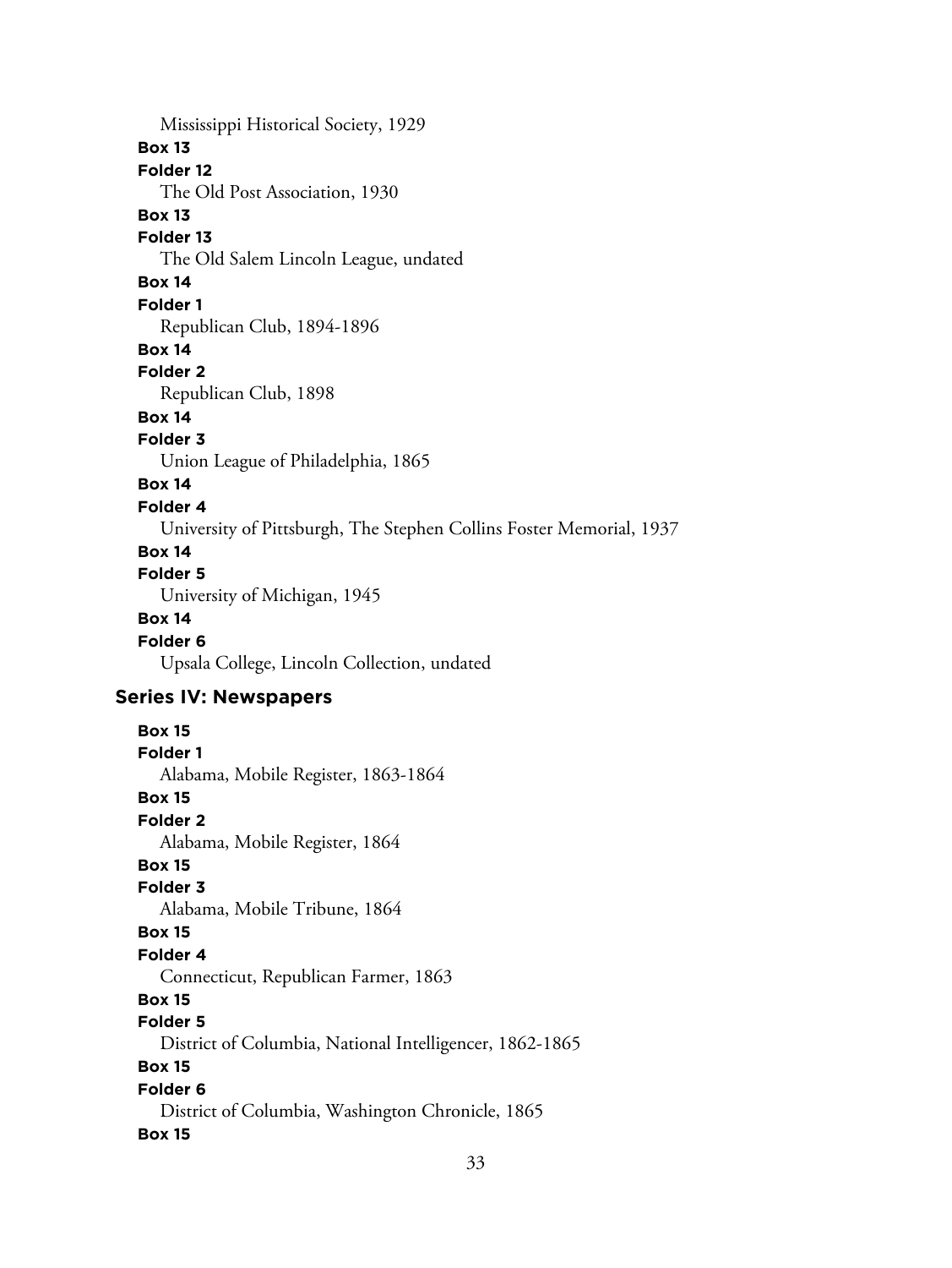Mississippi Historical Society, 1929

**Box 13**
**Folder 12**
The Old Post Association, 1930

**Box 13**
**Folder 13**
The Old Salem Lincoln League, undated

**Box 14**
**Folder 1**
Republican Club, 1894-1896

**Box 14**
**Folder 2**
Republican Club, 1898

**Box 14**
**Folder 3**
Union League of Philadelphia, 1865

**Box 14**
**Folder 4**
University of Pittsburgh, The Stephen Collins Foster Memorial, 1937

**Box 14**
**Folder 5**
University of Michigan, 1945

**Box 14**
**Folder 6**
Upsala College, Lincoln Collection, undated

## Series IV: Newspapers

**Box 15**
**Folder 1**
Alabama, Mobile Register, 1863-1864

**Box 15**
**Folder 2**
Alabama, Mobile Register, 1864

**Box 15**
**Folder 3**
Alabama, Mobile Tribune, 1864

**Box 15**
**Folder 4**
Connecticut, Republican Farmer, 1863

**Box 15**
**Folder 5**
District of Columbia, National Intelligencer, 1862-1865

**Box 15**
**Folder 6**
District of Columbia, Washington Chronicle, 1865

**Box 15**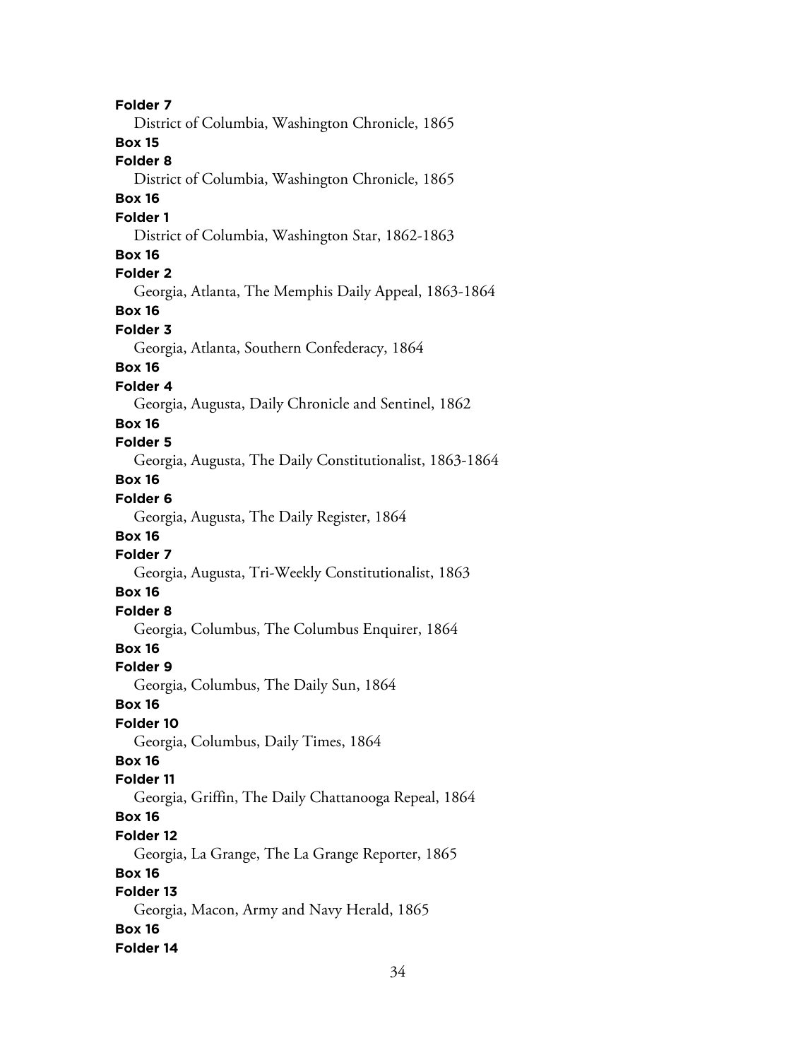**Folder 7**
District of Columbia, Washington Chronicle, 1865

**Box 15**
**Folder 8**
District of Columbia, Washington Chronicle, 1865

**Box 16**
**Folder 1**
District of Columbia, Washington Star, 1862-1863

**Box 16**
**Folder 2**
Georgia, Atlanta, The Memphis Daily Appeal, 1863-1864

**Box 16**
**Folder 3**
Georgia, Atlanta, Southern Confederacy, 1864

**Box 16**
**Folder 4**
Georgia, Augusta, Daily Chronicle and Sentinel, 1862

**Box 16**
**Folder 5**
Georgia, Augusta, The Daily Constitutionalist, 1863-1864

**Box 16**
**Folder 6**
Georgia, Augusta, The Daily Register, 1864

**Box 16**
**Folder 7**
Georgia, Augusta, Tri-Weekly Constitutionalist, 1863

**Box 16**
**Folder 8**
Georgia, Columbus, The Columbus Enquirer, 1864

**Box 16**
**Folder 9**
Georgia, Columbus, The Daily Sun, 1864

**Box 16**
**Folder 10**
Georgia, Columbus, Daily Times, 1864

**Box 16**
**Folder 11**
Georgia, Griffin, The Daily Chattanooga Repeal, 1864

**Box 16**
**Folder 12**
Georgia, La Grange, The La Grange Reporter, 1865

**Box 16**
**Folder 13**
Georgia, Macon, Army and Navy Herald, 1865

**Box 16**
**Folder 14**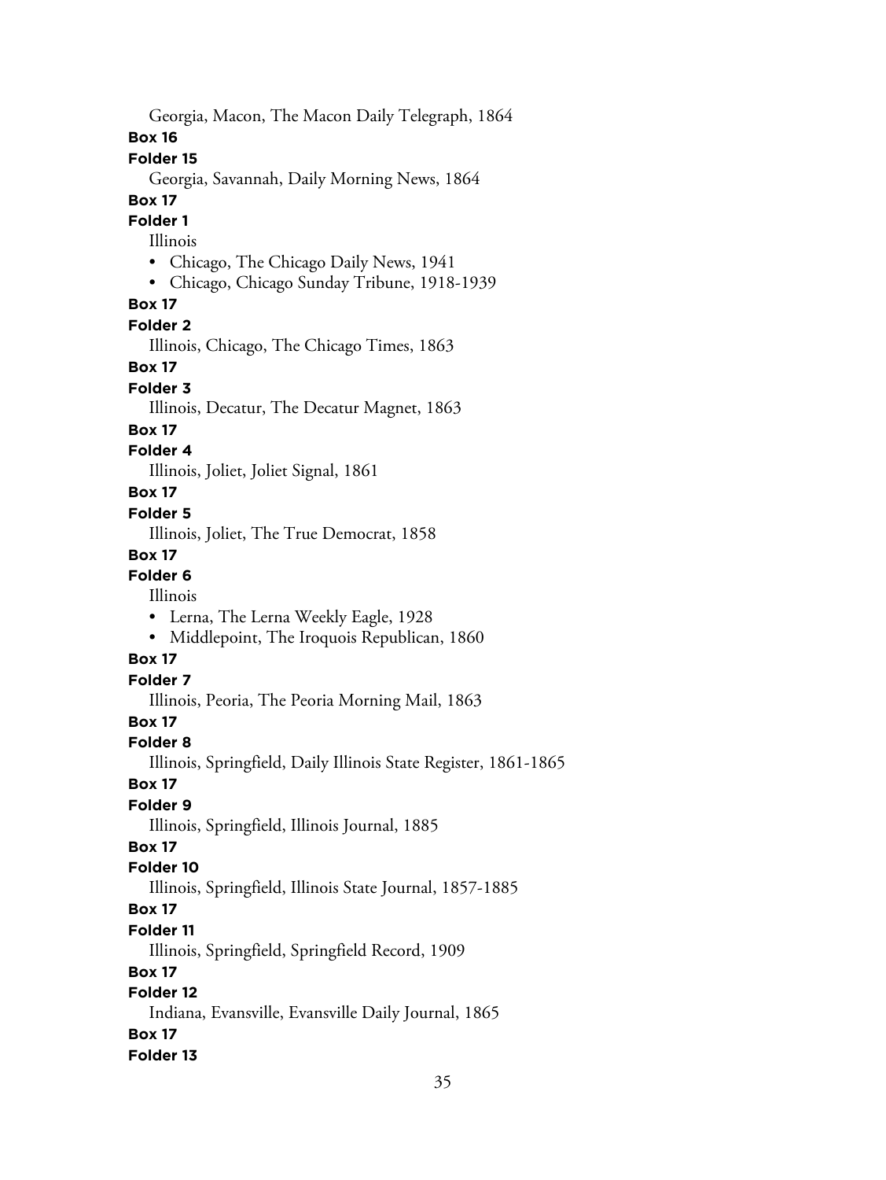Georgia, Macon, The Macon Daily Telegraph, 1864

**Box 16**

**Folder 15**

Georgia, Savannah, Daily Morning News, 1864

**Box 17**

**Folder 1**

Illinois

- Chicago, The Chicago Daily News, 1941
- Chicago, Chicago Sunday Tribune, 1918-1939

**Box 17**

**Folder 2**

Illinois, Chicago, The Chicago Times, 1863

**Box 17**

**Folder 3**

Illinois, Decatur, The Decatur Magnet, 1863

**Box 17**

**Folder 4**

Illinois, Joliet, Joliet Signal, 1861

**Box 17**

**Folder 5**

Illinois, Joliet, The True Democrat, 1858

**Box 17**

**Folder 6**

Illinois

- Lerna, The Lerna Weekly Eagle, 1928
- Middlepoint, The Iroquois Republican, 1860

**Box 17**

**Folder 7**

Illinois, Peoria, The Peoria Morning Mail, 1863

**Box 17**

**Folder 8**

Illinois, Springfield, Daily Illinois State Register, 1861-1865

**Box 17**

**Folder 9**

Illinois, Springfield, Illinois Journal, 1885

**Box 17**

**Folder 10**

Illinois, Springfield, Illinois State Journal, 1857-1885

**Box 17**

**Folder 11**

Illinois, Springfield, Springfield Record, 1909

**Box 17**

**Folder 12**

Indiana, Evansville, Evansville Daily Journal, 1865

**Box 17**

**Folder 13**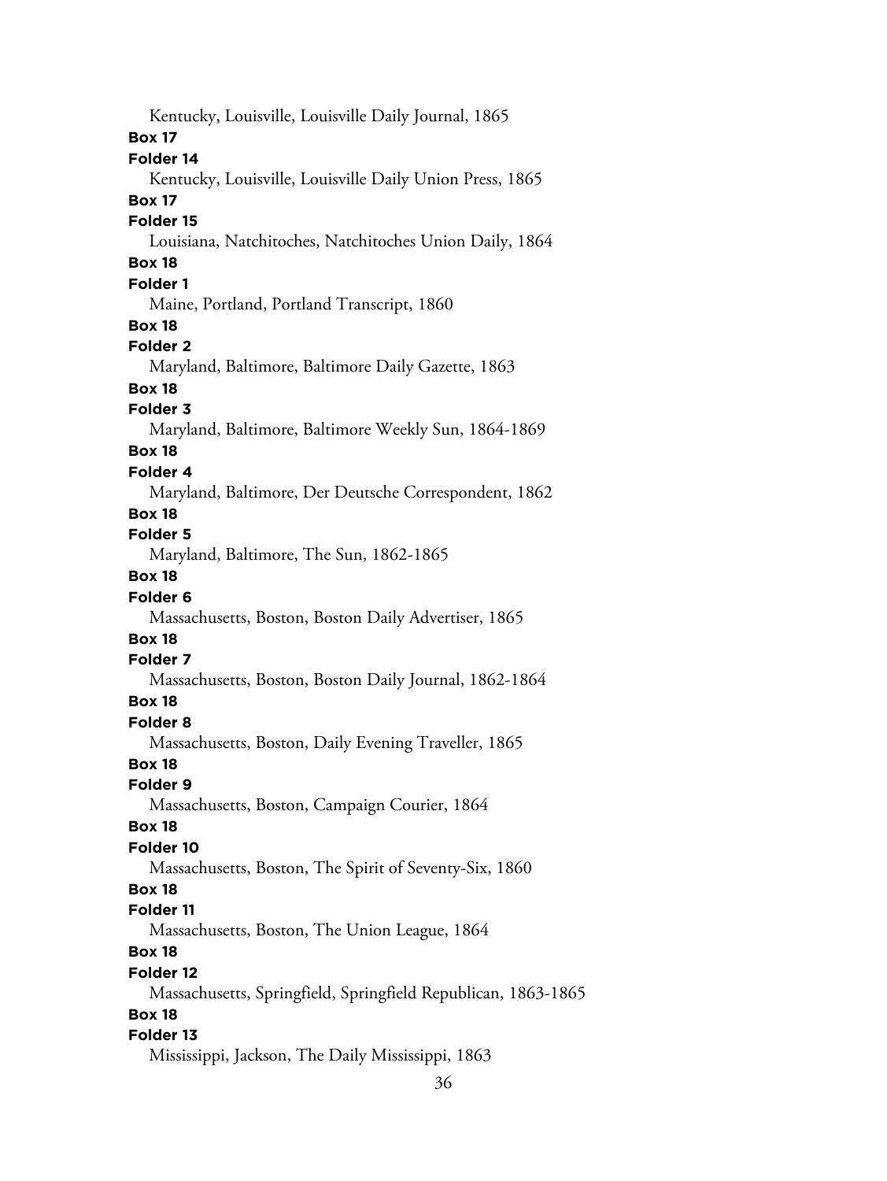Kentucky, Louisville, Louisville Daily Journal, 1865

**Box 17**

**Folder 14**

Kentucky, Louisville, Louisville Daily Union Press, 1865

**Box 17**

**Folder 15**

Louisiana, Natchitoches, Natchitoches Union Daily, 1864

**Box 18**

**Folder 1**

Maine, Portland, Portland Transcript, 1860

**Box 18**

**Folder 2**

Maryland, Baltimore, Baltimore Daily Gazette, 1863

**Box 18**

**Folder 3**

Maryland, Baltimore, Baltimore Weekly Sun, 1864-1869

**Box 18**

**Folder 4**

Maryland, Baltimore, Der Deutsche Correspondent, 1862

**Box 18**

**Folder 5**

Maryland, Baltimore, The Sun, 1862-1865

**Box 18**

**Folder 6**

Massachusetts, Boston, Boston Daily Advertiser, 1865

**Box 18**

**Folder 7**

Massachusetts, Boston, Boston Daily Journal, 1862-1864

**Box 18**

**Folder 8**

Massachusetts, Boston, Daily Evening Traveller, 1865

**Box 18**

**Folder 9**

Massachusetts, Boston, Campaign Courier, 1864

**Box 18**

**Folder 10**

Massachusetts, Boston, The Spirit of Seventy-Six, 1860

**Box 18**

**Folder 11**

Massachusetts, Boston, The Union League, 1864

**Box 18**

**Folder 12**

Massachusetts, Springfield, Springfield Republican, 1863-1865

**Box 18**

**Folder 13**

Mississippi, Jackson, The Daily Mississippi, 1863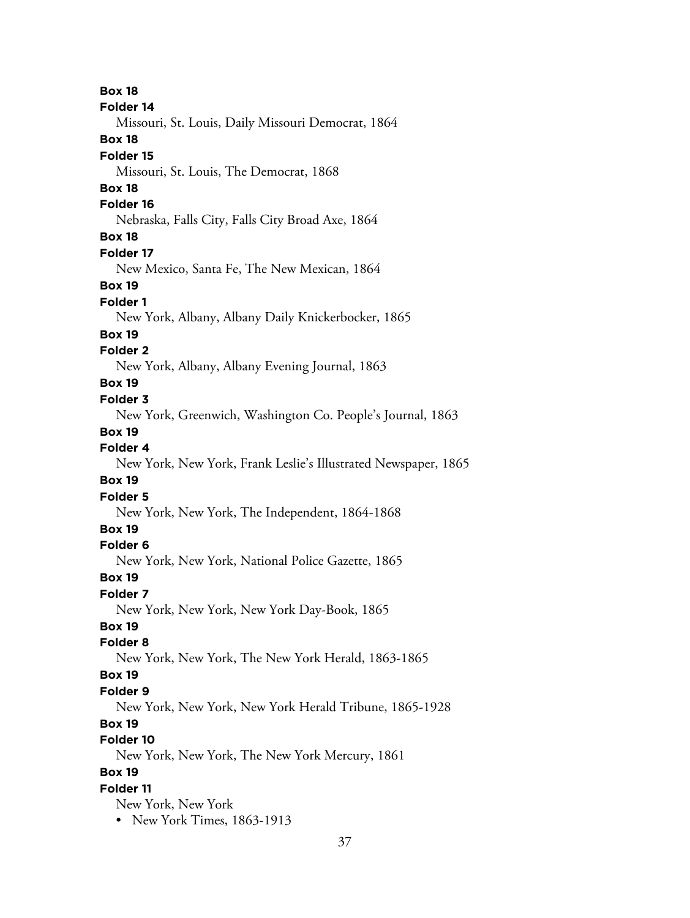**Box 18**
**Folder 14**
Missouri, St. Louis, Daily Missouri Democrat, 1864
**Box 18**
**Folder 15**
Missouri, St. Louis, The Democrat, 1868
**Box 18**
**Folder 16**
Nebraska, Falls City, Falls City Broad Axe, 1864
**Box 18**
**Folder 17**
New Mexico, Santa Fe, The New Mexican, 1864
**Box 19**
**Folder 1**
New York, Albany, Albany Daily Knickerbocker, 1865
**Box 19**
**Folder 2**
New York, Albany, Albany Evening Journal, 1863
**Box 19**
**Folder 3**
New York, Greenwich, Washington Co. People's Journal, 1863
**Box 19**
**Folder 4**
New York, New York, Frank Leslie's Illustrated Newspaper, 1865
**Box 19**
**Folder 5**
New York, New York, The Independent, 1864-1868
**Box 19**
**Folder 6**
New York, New York, National Police Gazette, 1865
**Box 19**
**Folder 7**
New York, New York, New York Day-Book, 1865
**Box 19**
**Folder 8**
New York, New York, The New York Herald, 1863-1865
**Box 19**
**Folder 9**
New York, New York, New York Herald Tribune, 1865-1928
**Box 19**
**Folder 10**
New York, New York, The New York Mercury, 1861
**Box 19**
**Folder 11**
New York, New York

- New York Times, 1863-1913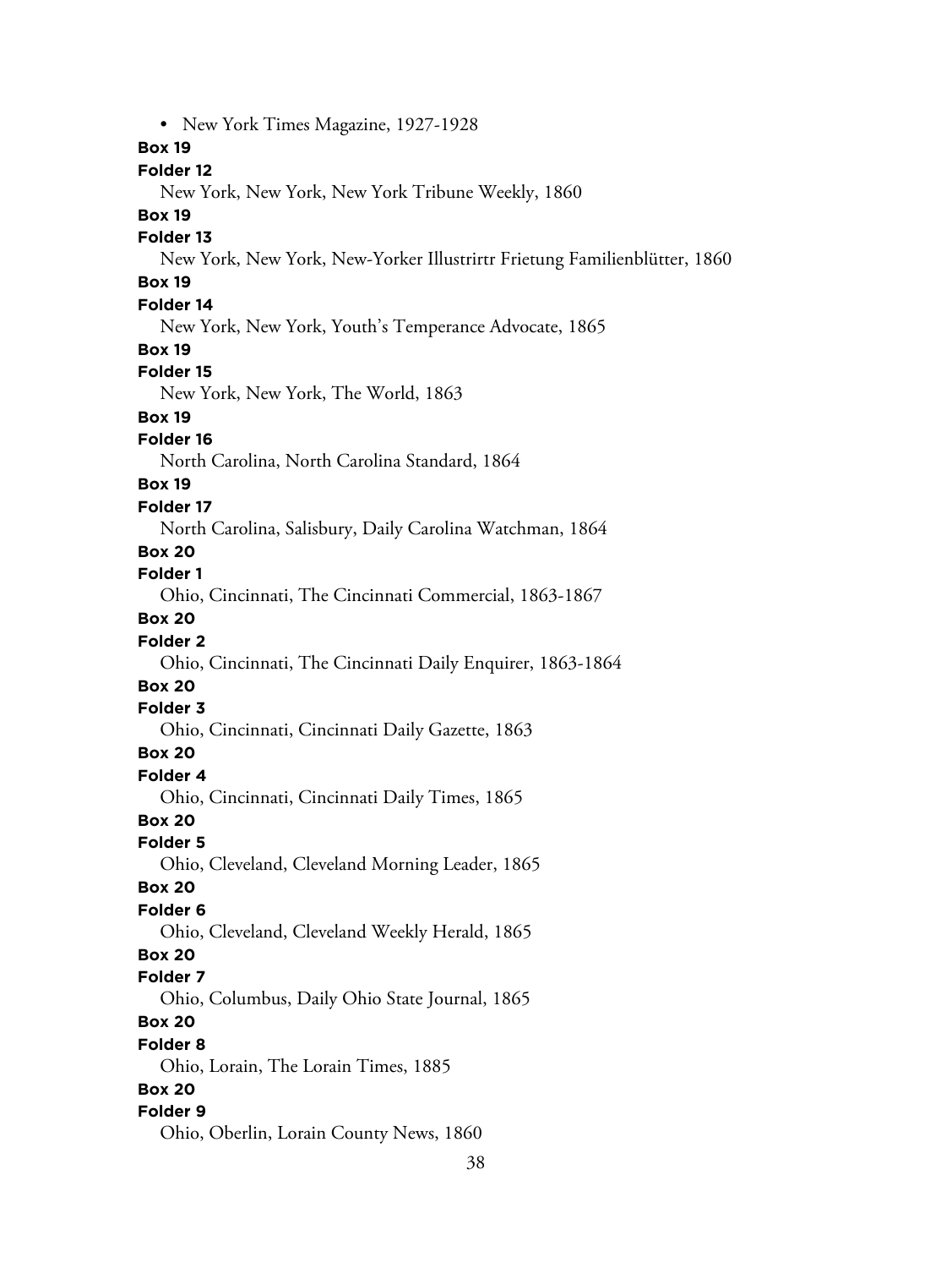- New York Times Magazine, 1927-1928

**Box 19**
**Folder 12**
New York, New York, New York Tribune Weekly, 1860

**Box 19**
**Folder 13**
New York, New York, New-Yorker Illustrirtr Frietung Familienblütter, 1860

**Box 19**
**Folder 14**
New York, New York, Youth's Temperance Advocate, 1865

**Box 19**
**Folder 15**
New York, New York, The World, 1863

**Box 19**
**Folder 16**
North Carolina, North Carolina Standard, 1864

**Box 19**
**Folder 17**
North Carolina, Salisbury, Daily Carolina Watchman, 1864

**Box 20**
**Folder 1**
Ohio, Cincinnati, The Cincinnati Commercial, 1863-1867

**Box 20**
**Folder 2**
Ohio, Cincinnati, The Cincinnati Daily Enquirer, 1863-1864

**Box 20**
**Folder 3**
Ohio, Cincinnati, Cincinnati Daily Gazette, 1863

**Box 20**
**Folder 4**
Ohio, Cincinnati, Cincinnati Daily Times, 1865

**Box 20**
**Folder 5**
Ohio, Cleveland, Cleveland Morning Leader, 1865

**Box 20**
**Folder 6**
Ohio, Cleveland, Cleveland Weekly Herald, 1865

**Box 20**
**Folder 7**
Ohio, Columbus, Daily Ohio State Journal, 1865

**Box 20**
**Folder 8**
Ohio, Lorain, The Lorain Times, 1885

**Box 20**
**Folder 9**
Ohio, Oberlin, Lorain County News, 1860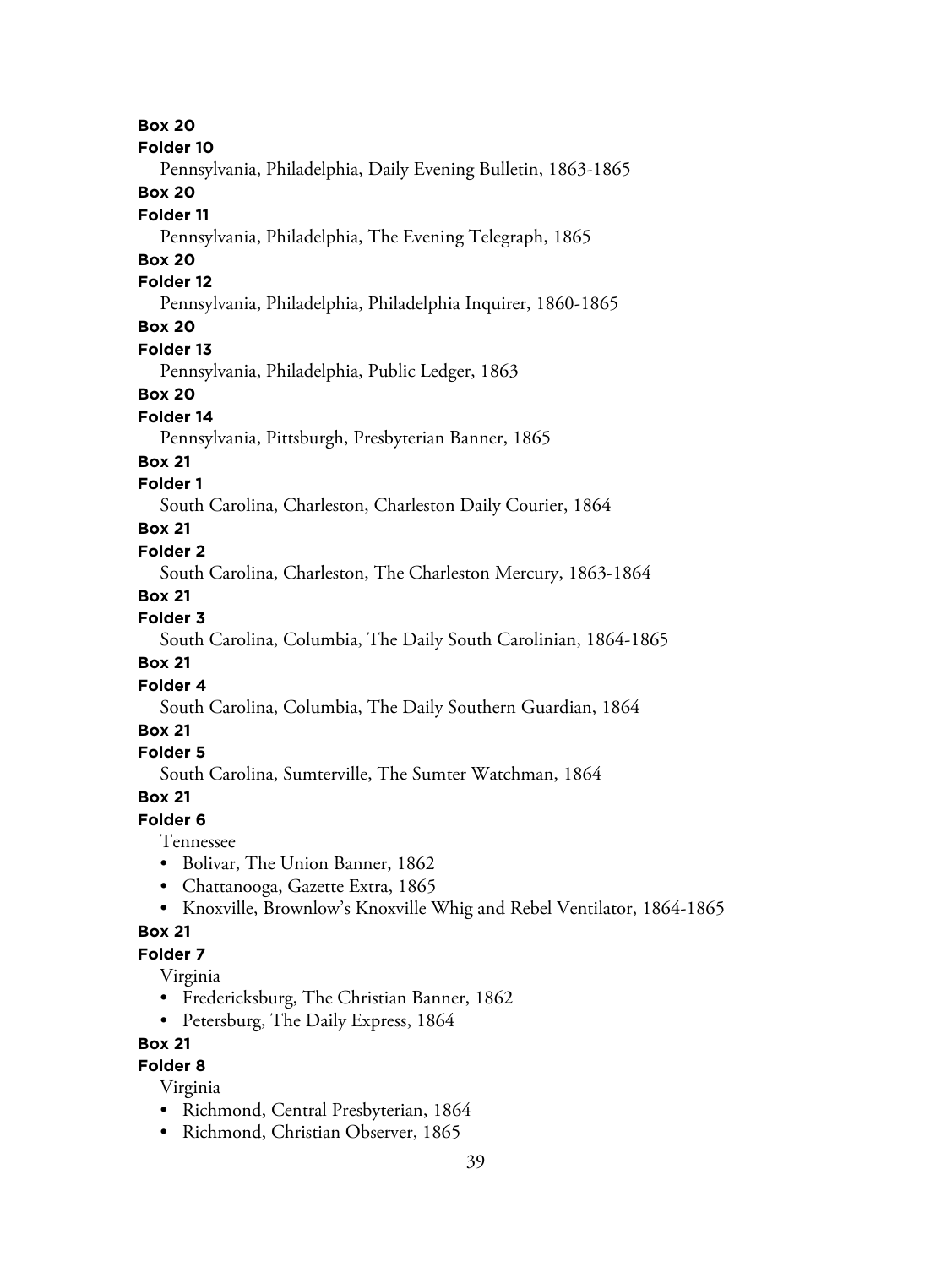**Box 20**
**Folder 10**
Pennsylvania, Philadelphia, Daily Evening Bulletin, 1863-1865

**Box 20**
**Folder 11**
Pennsylvania, Philadelphia, The Evening Telegraph, 1865

**Box 20**
**Folder 12**
Pennsylvania, Philadelphia, Philadelphia Inquirer, 1860-1865

**Box 20**
**Folder 13**
Pennsylvania, Philadelphia, Public Ledger, 1863

**Box 20**
**Folder 14**
Pennsylvania, Pittsburgh, Presbyterian Banner, 1865

**Box 21**
**Folder 1**
South Carolina, Charleston, Charleston Daily Courier, 1864

**Box 21**
**Folder 2**
South Carolina, Charleston, The Charleston Mercury, 1863-1864

**Box 21**
**Folder 3**
South Carolina, Columbia, The Daily South Carolinian, 1864-1865

**Box 21**
**Folder 4**
South Carolina, Columbia, The Daily Southern Guardian, 1864

**Box 21**
**Folder 5**
South Carolina, Sumterville, The Sumter Watchman, 1864

**Box 21**
**Folder 6**
Tennessee

- Bolivar, The Union Banner, 1862
- Chattanooga, Gazette Extra, 1865
- Knoxville, Brownlow's Knoxville Whig and Rebel Ventilator, 1864-1865

**Box 21**
**Folder 7**
Virginia

- Fredericksburg, The Christian Banner, 1862
- Petersburg, The Daily Express, 1864

**Box 21**
**Folder 8**
Virginia

- Richmond, Central Presbyterian, 1864
- Richmond, Christian Observer, 1865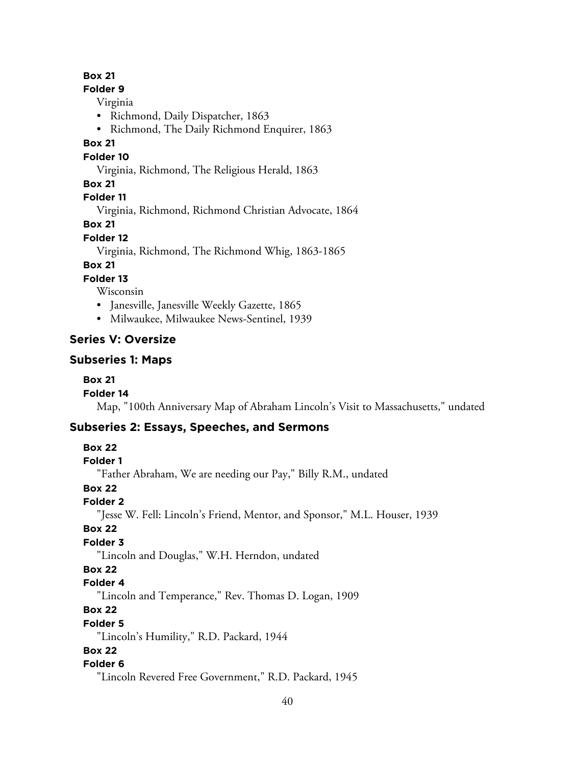**Box 21**

**Folder 9**

Virginia

- Richmond, Daily Dispatcher, 1863
- Richmond, The Daily Richmond Enquirer, 1863

**Box 21**

**Folder 10**

Virginia, Richmond, The Religious Herald, 1863

**Box 21**

**Folder 11**

Virginia, Richmond, Richmond Christian Advocate, 1864

**Box 21**

**Folder 12**

Virginia, Richmond, The Richmond Whig, 1863-1865

**Box 21**

**Folder 13**

Wisconsin

- Janesville, Janesville Weekly Gazette, 1865
- Milwaukee, Milwaukee News-Sentinel, 1939

### Series V: Oversize

### Subseries 1: Maps

**Box 21**

**Folder 14**

Map, "100th Anniversary Map of Abraham Lincoln's Visit to Massachusetts," undated

### Subseries 2: Essays, Speeches, and Sermons

**Box 22**

**Folder 1**

"Father Abraham, We are needing our Pay," Billy R.M., undated

**Box 22**

**Folder 2**

"Jesse W. Fell: Lincoln's Friend, Mentor, and Sponsor," M.L. Houser, 1939

**Box 22**

**Folder 3**

"Lincoln and Douglas," W.H. Herndon, undated

**Box 22**

**Folder 4**

"Lincoln and Temperance," Rev. Thomas D. Logan, 1909

**Box 22**

**Folder 5**

"Lincoln's Humility," R.D. Packard, 1944

**Box 22**

**Folder 6**

"Lincoln Revered Free Government," R.D. Packard, 1945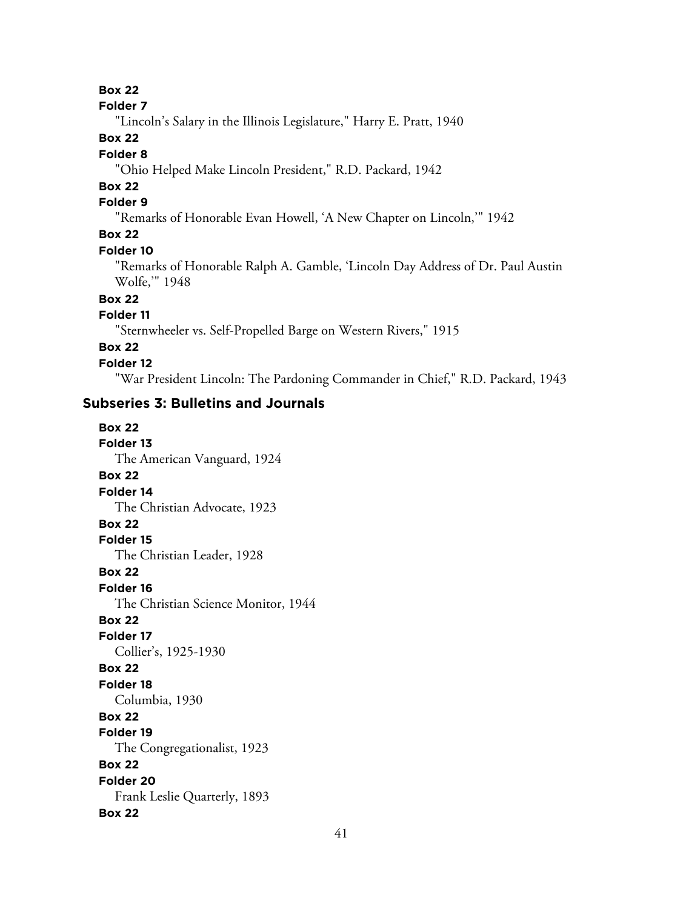**Box 22**

**Folder 7**

"Lincoln's Salary in the Illinois Legislature," Harry E. Pratt, 1940

**Box 22**

**Folder 8**

"Ohio Helped Make Lincoln President," R.D. Packard, 1942

**Box 22**

**Folder 9**

"Remarks of Honorable Evan Howell, 'A New Chapter on Lincoln,'" 1942

**Box 22**

**Folder 10**

"Remarks of Honorable Ralph A. Gamble, 'Lincoln Day Address of Dr. Paul Austin Wolfe,'" 1948

**Box 22**

**Folder 11**

"Sternwheeler vs. Self-Propelled Barge on Western Rivers," 1915

**Box 22**

**Folder 12**

"War President Lincoln: The Pardoning Commander in Chief," R.D. Packard, 1943

### Subseries 3: Bulletins and Journals

**Box 22**

**Folder 13**

The American Vanguard, 1924

**Box 22**

**Folder 14**

The Christian Advocate, 1923

**Box 22**

**Folder 15**

The Christian Leader, 1928

**Box 22**

**Folder 16**

The Christian Science Monitor, 1944

**Box 22**

**Folder 17**

Collier's, 1925-1930

**Box 22**

**Folder 18**

Columbia, 1930

**Box 22**

**Folder 19**

The Congregationalist, 1923

**Box 22**

**Folder 20**

Frank Leslie Quarterly, 1893

**Box 22**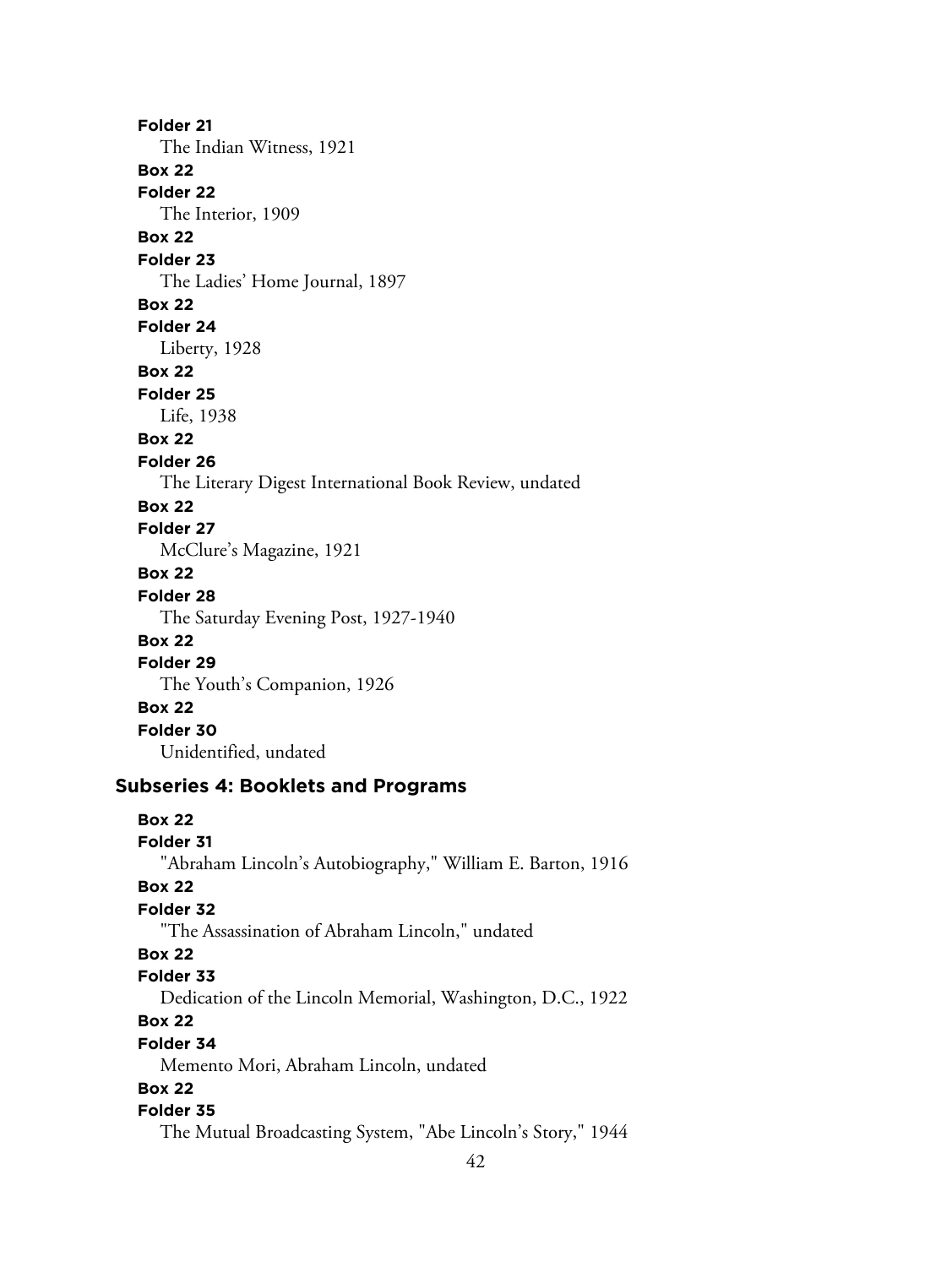**Folder 21**
The Indian Witness, 1921

**Box 22**
**Folder 22**
The Interior, 1909

**Box 22**
**Folder 23**
The Ladies' Home Journal, 1897

**Box 22**
**Folder 24**
Liberty, 1928

**Box 22**
**Folder 25**
Life, 1938

**Box 22**
**Folder 26**
The Literary Digest International Book Review, undated

**Box 22**
**Folder 27**
McClure's Magazine, 1921

**Box 22**
**Folder 28**
The Saturday Evening Post, 1927-1940

**Box 22**
**Folder 29**
The Youth's Companion, 1926

**Box 22**
**Folder 30**
Unidentified, undated

### Subseries 4: Booklets and Programs

**Box 22**
**Folder 31**
"Abraham Lincoln's Autobiography," William E. Barton, 1916

**Box 22**
**Folder 32**
"The Assassination of Abraham Lincoln," undated

**Box 22**
**Folder 33**
Dedication of the Lincoln Memorial, Washington, D.C., 1922

**Box 22**
**Folder 34**
Memento Mori, Abraham Lincoln, undated

**Box 22**
**Folder 35**
The Mutual Broadcasting System, "Abe Lincoln's Story," 1944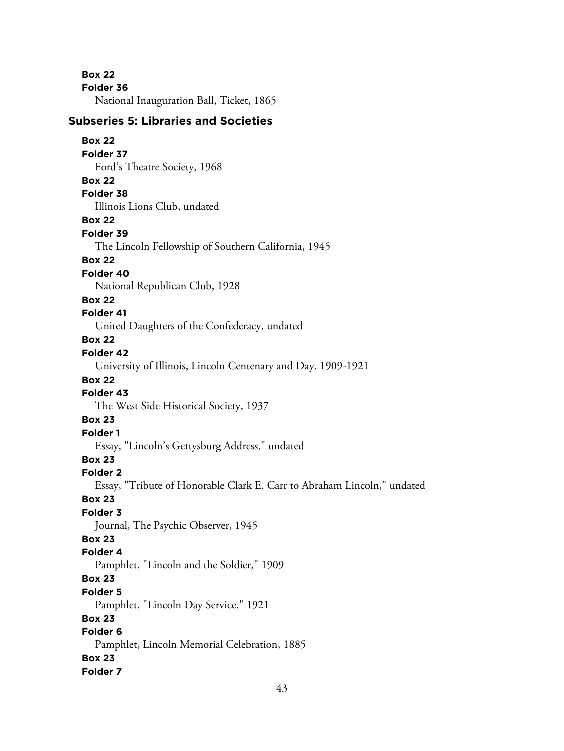**Box 22**
**Folder 36**
National Inauguration Ball, Ticket, 1865

### Subseries 5: Libraries and Societies

**Box 22**
**Folder 37**
Ford's Theatre Society, 1968

**Box 22**
**Folder 38**
Illinois Lions Club, undated

**Box 22**
**Folder 39**
The Lincoln Fellowship of Southern California, 1945

**Box 22**
**Folder 40**
National Republican Club, 1928

**Box 22**
**Folder 41**
United Daughters of the Confederacy, undated

**Box 22**
**Folder 42**
University of Illinois, Lincoln Centenary and Day, 1909-1921

**Box 22**
**Folder 43**
The West Side Historical Society, 1937

**Box 23**
**Folder 1**
Essay, "Lincoln's Gettysburg Address," undated

**Box 23**
**Folder 2**
Essay, "Tribute of Honorable Clark E. Carr to Abraham Lincoln," undated

**Box 23**
**Folder 3**
Journal, The Psychic Observer, 1945

**Box 23**
**Folder 4**
Pamphlet, "Lincoln and the Soldier," 1909

**Box 23**
**Folder 5**
Pamphlet, "Lincoln Day Service," 1921

**Box 23**
**Folder 6**
Pamphlet, Lincoln Memorial Celebration, 1885

**Box 23**
**Folder 7**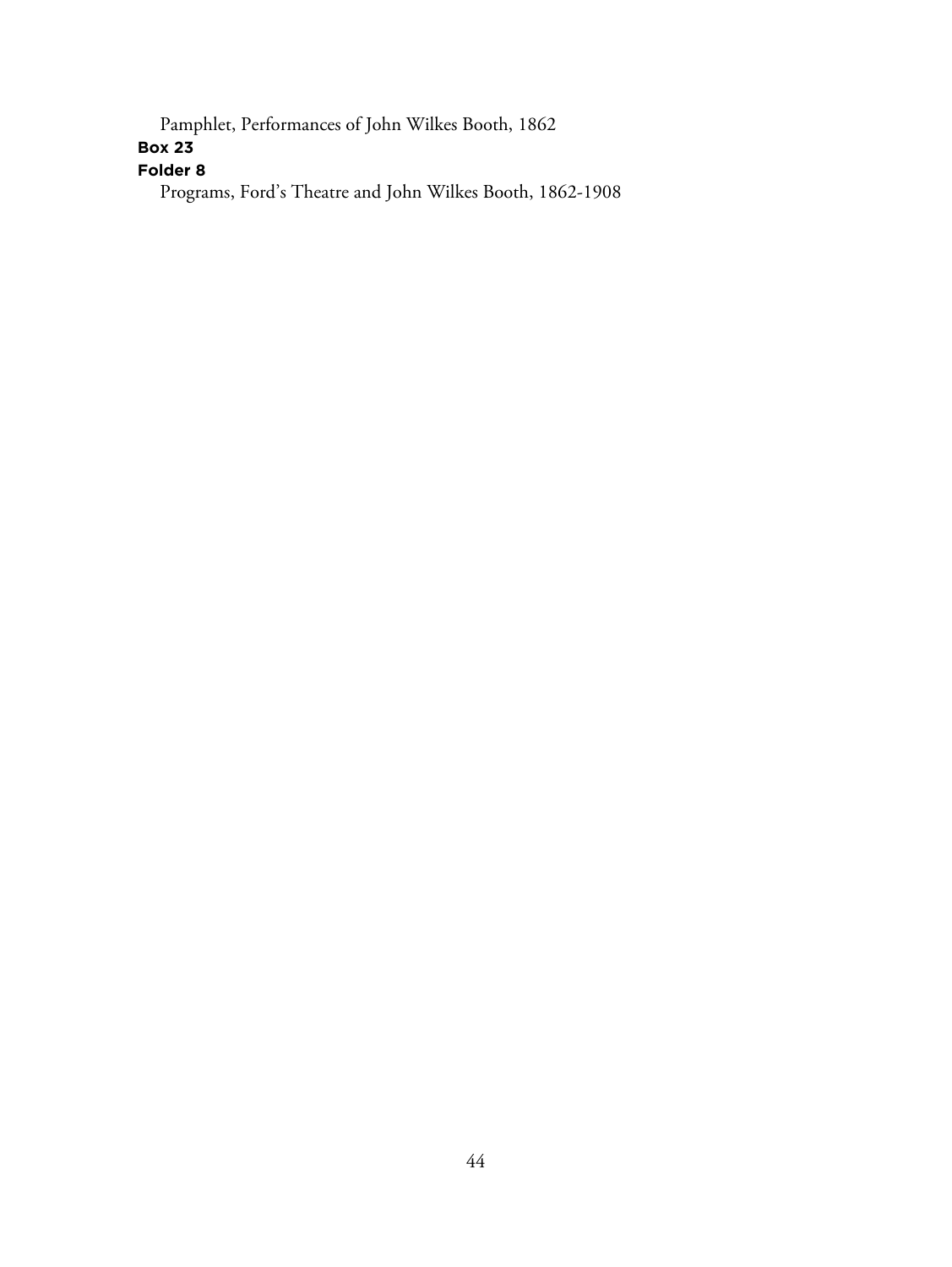Pamphlet, Performances of John Wilkes Booth, 1862

**Box 23**

**Folder 8**

Programs, Ford's Theatre and John Wilkes Booth, 1862-1908